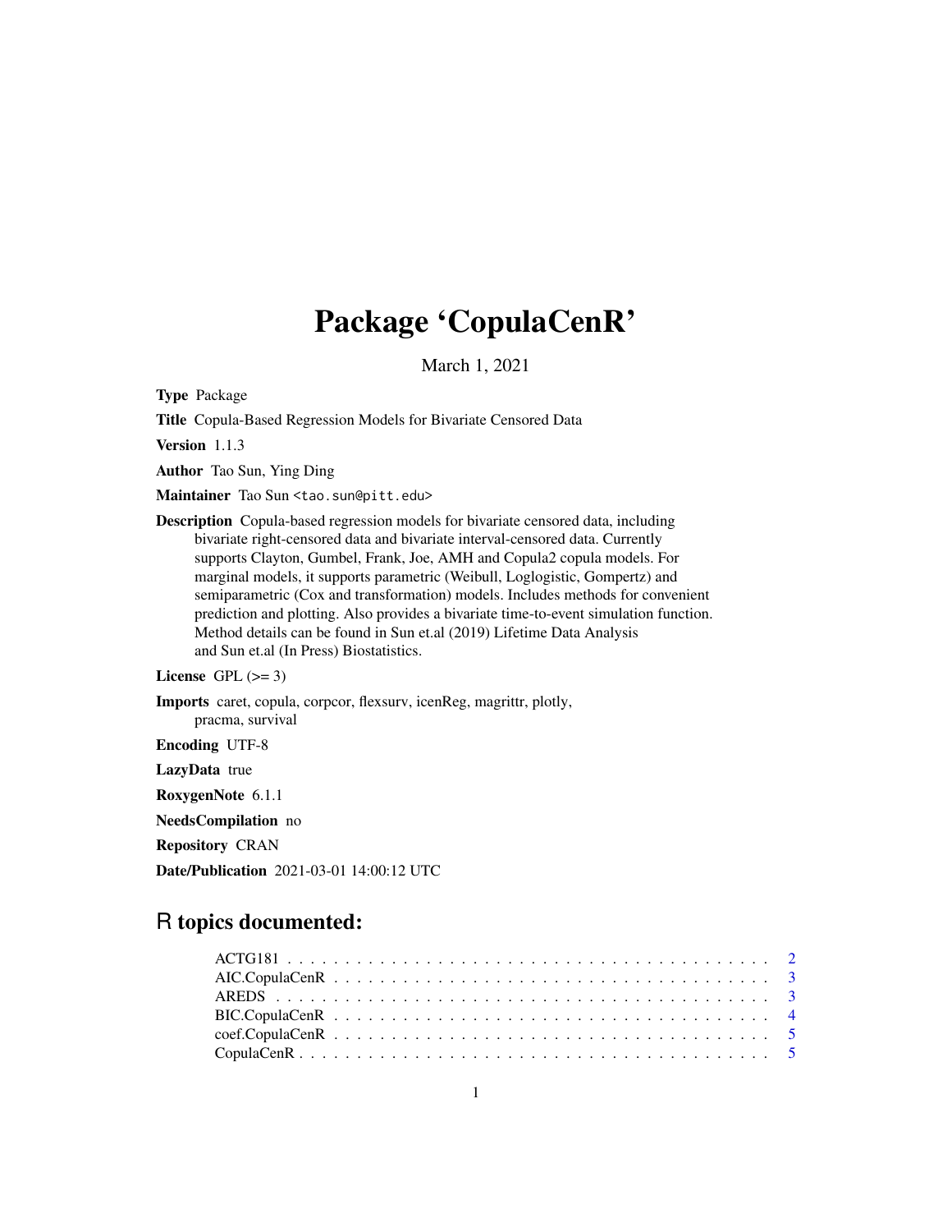# Package 'CopulaCenR'

March 1, 2021

**Type** Package

**Title** Copula-Based Regression Models for Bivariate Censored Data

**Version** 1.1.3

**Author** Tao Sun, Ying Ding

**Maintainer** Tao Sun <tao.sun@pitt.edu>

**Description** Copula-based regression models for bivariate censored data, including bivariate right-censored data and bivariate interval-censored data. Currently supports Clayton, Gumbel, Frank, Joe, AMH and Copula2 copula models. For marginal models, it supports parametric (Weibull, Loglogistic, Gompertz) and semiparametric (Cox and transformation) models. Includes methods for convenient prediction and plotting. Also provides a bivariate time-to-event simulation function. Method details can be found in Sun et.al (2019) Lifetime Data Analysis and Sun et.al (In Press) Biostatistics.

**License** GPL (>= 3)

**Imports** caret, copula, corpcor, flexsurv, icenReg, magrittr, plotly, pracma, survival

**Encoding** UTF-8

**LazyData** true

**RoxygenNote** 6.1.1

**NeedsCompilation** no

**Repository** CRAN

**Date/Publication** 2021-03-01 14:00:12 UTC

## R topics documented:

| | |
|---|---|
| ACTG181 | 2 |
| AIC.CopulaCenR | 3 |
| AREDS | 3 |
| BIC.CopulaCenR | 4 |
| coef.CopulaCenR | 5 |
| CopulaCenR | 5 |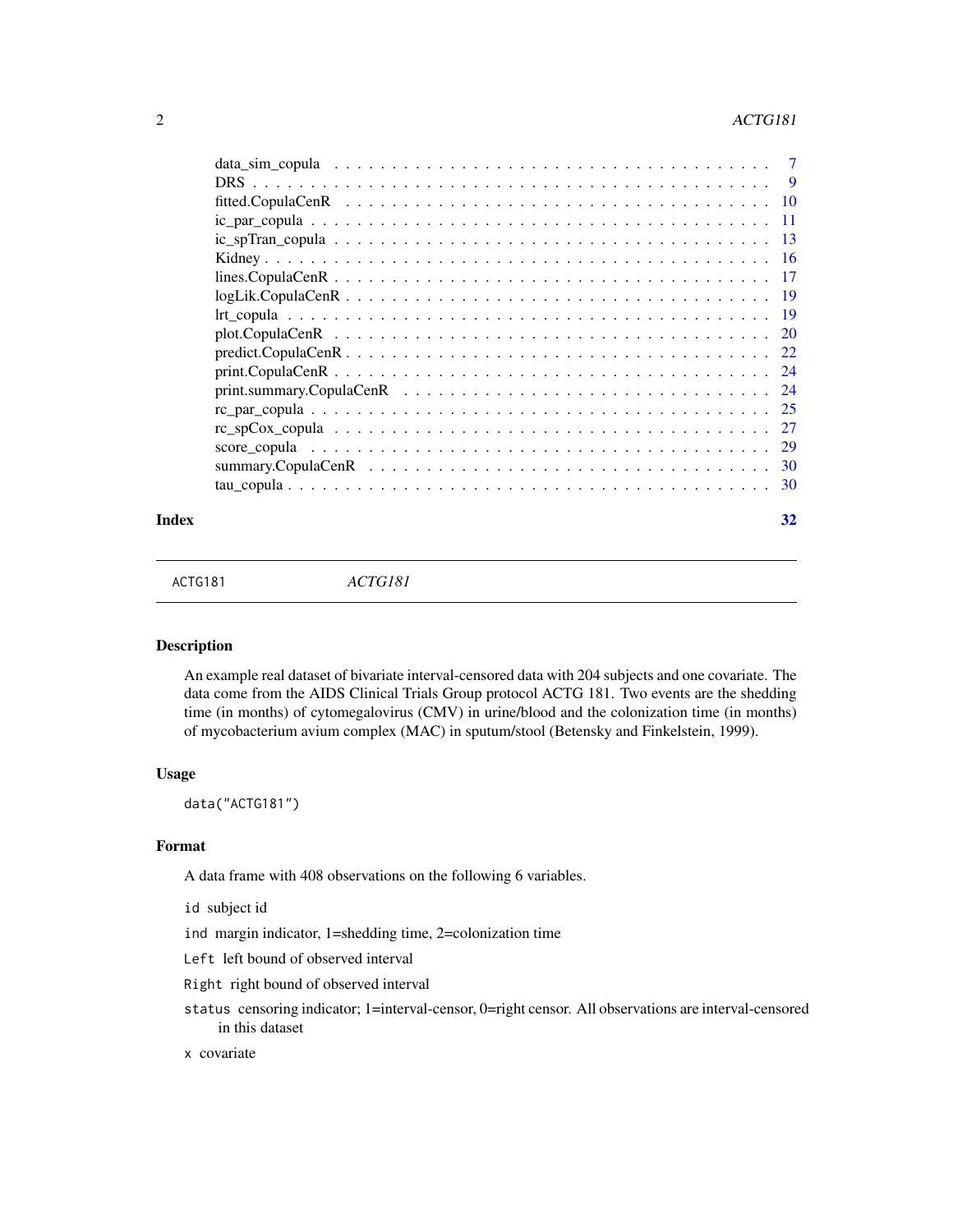| | |
|---|---|
| data_sim_copula | 7 |
| DRS | 9 |
| fitted.CopulaCenR | 10 |
| ic_par_copula | 11 |
| ic_spTran_copula | 13 |
| Kidney | 16 |
| lines.CopulaCenR | 17 |
| logLik.CopulaCenR | 19 |
| lrt_copula | 19 |
| plot.CopulaCenR | 20 |
| predict.CopulaCenR | 22 |
| print.CopulaCenR | 24 |
| print.summary.CopulaCenR | 24 |
| rc_par_copula | 25 |
| rc_spCox_copula | 27 |
| score_copula | 29 |
| summary.CopulaCenR | 30 |
| tau_copula | 30 |

**Index** **32**

---

ACTG181 *ACTG181*

---

## Description

An example real dataset of bivariate interval-censored data with 204 subjects and one covariate. The data come from the AIDS Clinical Trials Group protocol ACTG 181. Two events are the shedding time (in months) of cytomegalovirus (CMV) in urine/blood and the colonization time (in months) of mycobacterium avium complex (MAC) in sputum/stool (Betensky and Finkelstein, 1999).

## Usage

```
data("ACTG181")
```

## Format

A data frame with 408 observations on the following 6 variables.

`id` subject id

`ind` margin indicator, 1=shedding time, 2=colonization time

`Left` left bound of observed interval

`Right` right bound of observed interval

`status` censoring indicator; 1=interval-censor, 0=right censor. All observations are interval-censored in this dataset

`x` covariate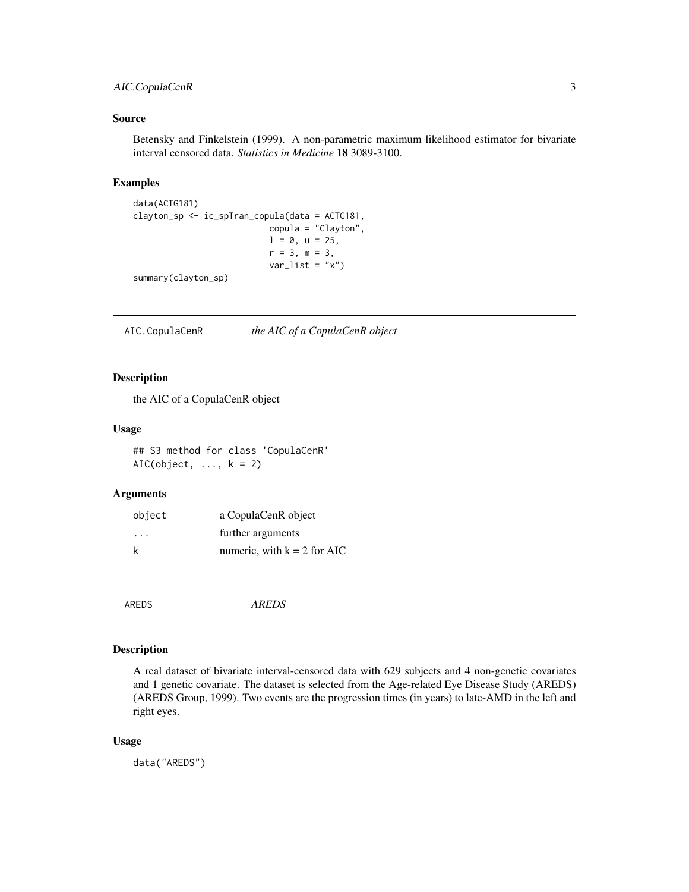### Source

Betensky and Finkelstein (1999). A non-parametric maximum likelihood estimator for bivariate interval censored data. *Statistics in Medicine* **18** 3089-3100.

### Examples

```
data(ACTG181)
clayton_sp <- ic_spTran_copula(data = ACTG181,
                          copula = "Clayton",
                          l = 0, u = 25,
                          r = 3, m = 3,
                          var_list = "x")
summary(clayton_sp)
```

---

## AIC.CopulaCenR — *the AIC of a CopulaCenR object*

### Description

the AIC of a CopulaCenR object

### Usage

```
## S3 method for class 'CopulaCenR'
AIC(object, ..., k = 2)
```

### Arguments

| | |
|---|---|
| object | a CopulaCenR object |
| ... | further arguments |
| k | numeric, with k = 2 for AIC |

---

## AREDS — *AREDS*

### Description

A real dataset of bivariate interval-censored data with 629 subjects and 4 non-genetic covariates and 1 genetic covariate. The dataset is selected from the Age-related Eye Disease Study (AREDS) (AREDS Group, 1999). Two events are the progression times (in years) to late-AMD in the left and right eyes.

### Usage

```
data("AREDS")
```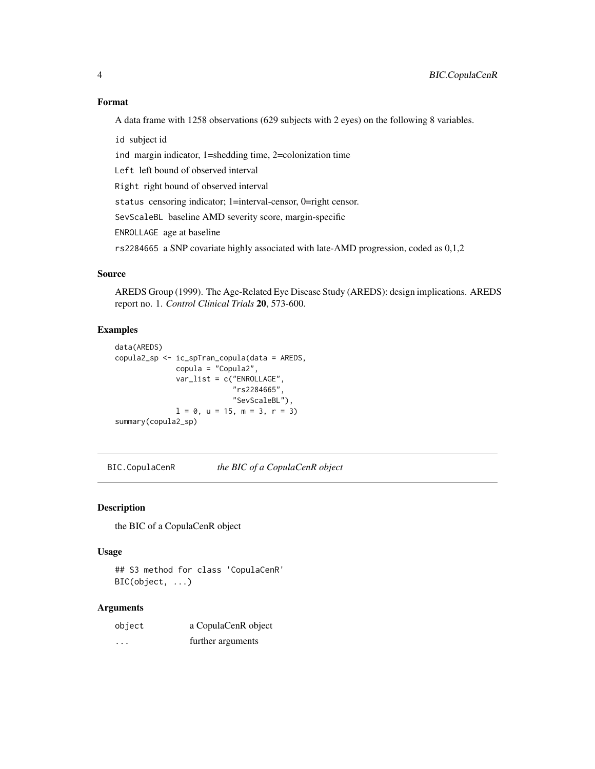## Format

A data frame with 1258 observations (629 subjects with 2 eyes) on the following 8 variables.

`id` subject id

`ind` margin indicator, 1=shedding time, 2=colonization time

`Left` left bound of observed interval

`Right` right bound of observed interval

`status` censoring indicator; 1=interval-censor, 0=right censor.

`SevScaleBL` baseline AMD severity score, margin-specific

`ENROLLAGE` age at baseline

`rs2284665` a SNP covariate highly associated with late-AMD progression, coded as 0,1,2

## Source

AREDS Group (1999). The Age-Related Eye Disease Study (AREDS): design implications. AREDS report no. 1. *Control Clinical Trials* **20**, 573-600.

## Examples

```
data(AREDS)
copula2_sp <- ic_spTran_copula(data = AREDS,
              copula = "Copula2",
              var_list = c("ENROLLAGE",
                           "rs2284665",
                           "SevScaleBL"),
              l = 0, u = 15, m = 3, r = 3)
summary(copula2_sp)
```

---

# BIC.CopulaCenR — *the BIC of a CopulaCenR object*

## Description

the BIC of a CopulaCenR object

## Usage

```
## S3 method for class 'CopulaCenR'
BIC(object, ...)
```

## Arguments

| | |
|---|---|
| `object` | a CopulaCenR object |
| `...` | further arguments |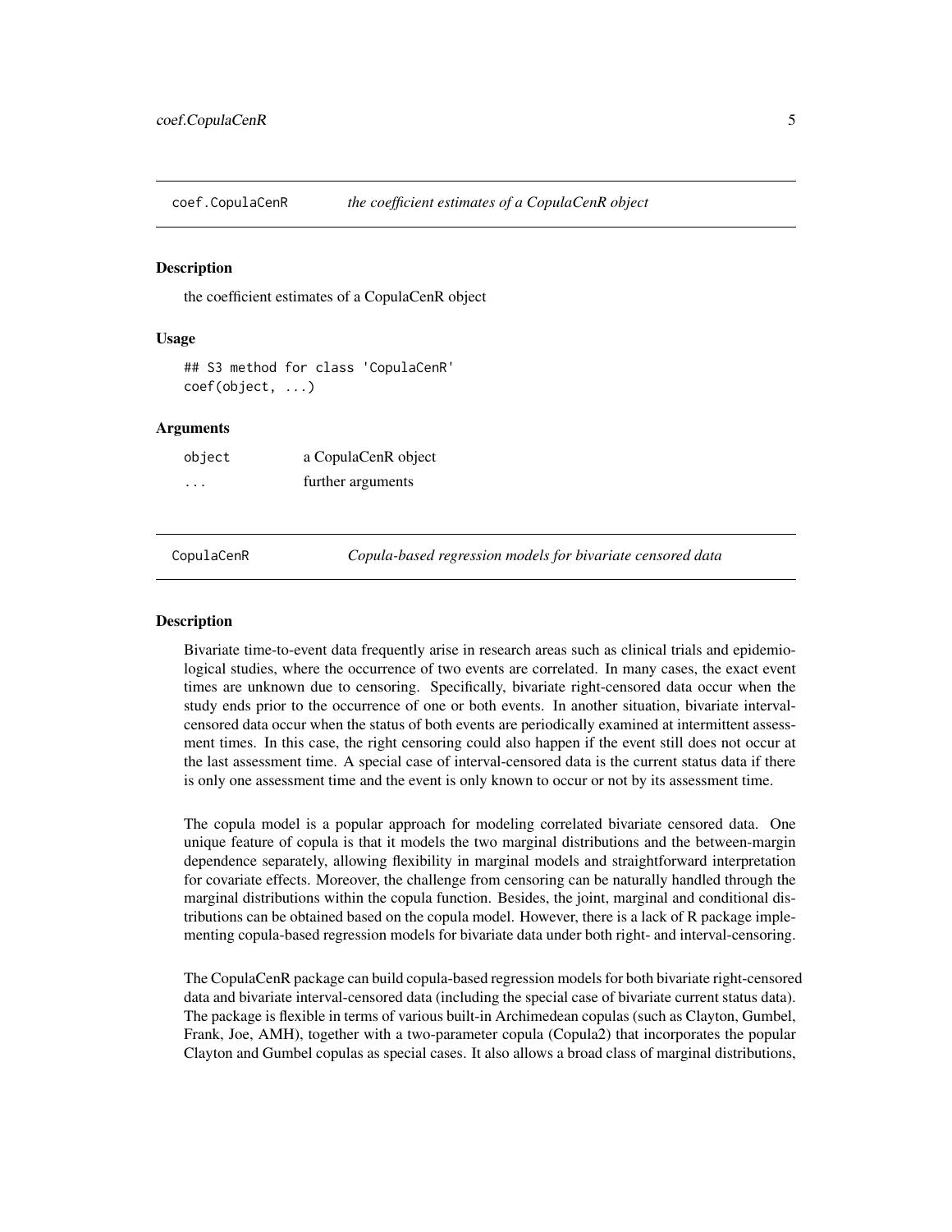## coef.CopulaCenR — *the coefficient estimates of a CopulaCenR object*

### Description

the coefficient estimates of a CopulaCenR object

### Usage

```
## S3 method for class 'CopulaCenR'
coef(object, ...)
```

### Arguments

| | |
|---|---|
| object | a CopulaCenR object |
| ... | further arguments |

## CopulaCenR — *Copula-based regression models for bivariate censored data*

### Description

Bivariate time-to-event data frequently arise in research areas such as clinical trials and epidemiological studies, where the occurrence of two events are correlated. In many cases, the exact event times are unknown due to censoring. Specifically, bivariate right-censored data occur when the study ends prior to the occurrence of one or both events. In another situation, bivariate interval-censored data occur when the status of both events are periodically examined at intermittent assessment times. In this case, the right censoring could also happen if the event still does not occur at the last assessment time. A special case of interval-censored data is the current status data if there is only one assessment time and the event is only known to occur or not by its assessment time.

The copula model is a popular approach for modeling correlated bivariate censored data. One unique feature of copula is that it models the two marginal distributions and the between-margin dependence separately, allowing flexibility in marginal models and straightforward interpretation for covariate effects. Moreover, the challenge from censoring can be naturally handled through the marginal distributions within the copula function. Besides, the joint, marginal and conditional distributions can be obtained based on the copula model. However, there is a lack of R package implementing copula-based regression models for bivariate data under both right- and interval-censoring.

The CopulaCenR package can build copula-based regression models for both bivariate right-censored data and bivariate interval-censored data (including the special case of bivariate current status data). The package is flexible in terms of various built-in Archimedean copulas (such as Clayton, Gumbel, Frank, Joe, AMH), together with a two-parameter copula (Copula2) that incorporates the popular Clayton and Gumbel copulas as special cases. It also allows a broad class of marginal distributions,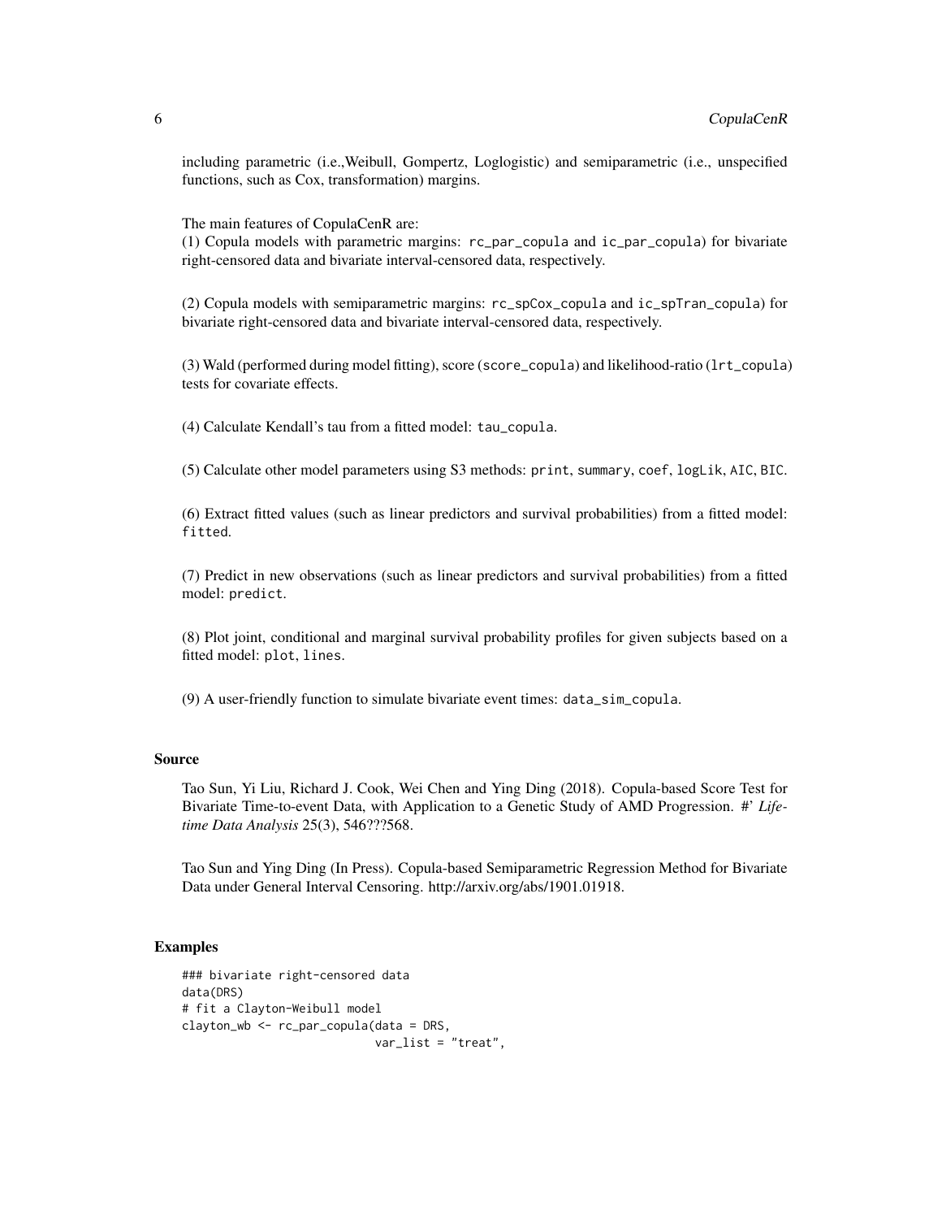including parametric (i.e.,Weibull, Gompertz, Loglogistic) and semiparametric (i.e., unspecified functions, such as Cox, transformation) margins.

The main features of CopulaCenR are:
(1) Copula models with parametric margins: `rc_par_copula` and `ic_par_copula`) for bivariate right-censored data and bivariate interval-censored data, respectively.

(2) Copula models with semiparametric margins: `rc_spCox_copula` and `ic_spTran_copula`) for bivariate right-censored data and bivariate interval-censored data, respectively.

(3) Wald (performed during model fitting), score (`score_copula`) and likelihood-ratio (`lrt_copula`) tests for covariate effects.

(4) Calculate Kendall's tau from a fitted model: `tau_copula`.

(5) Calculate other model parameters using S3 methods: `print`, `summary`, `coef`, `logLik`, `AIC`, `BIC`.

(6) Extract fitted values (such as linear predictors and survival probabilities) from a fitted model: `fitted`.

(7) Predict in new observations (such as linear predictors and survival probabilities) from a fitted model: `predict`.

(8) Plot joint, conditional and marginal survival probability profiles for given subjects based on a fitted model: `plot`, `lines`.

(9) A user-friendly function to simulate bivariate event times: `data_sim_copula`.

### Source

Tao Sun, Yi Liu, Richard J. Cook, Wei Chen and Ying Ding (2018). Copula-based Score Test for Bivariate Time-to-event Data, with Application to a Genetic Study of AMD Progression. #' *Lifetime Data Analysis* 25(3), 546???568.

Tao Sun and Ying Ding (In Press). Copula-based Semiparametric Regression Method for Bivariate Data under General Interval Censoring. http://arxiv.org/abs/1901.01918.

### Examples

```
### bivariate right-censored data
data(DRS)
# fit a Clayton-Weibull model
clayton_wb <- rc_par_copula(data = DRS,
                            var_list = "treat",
```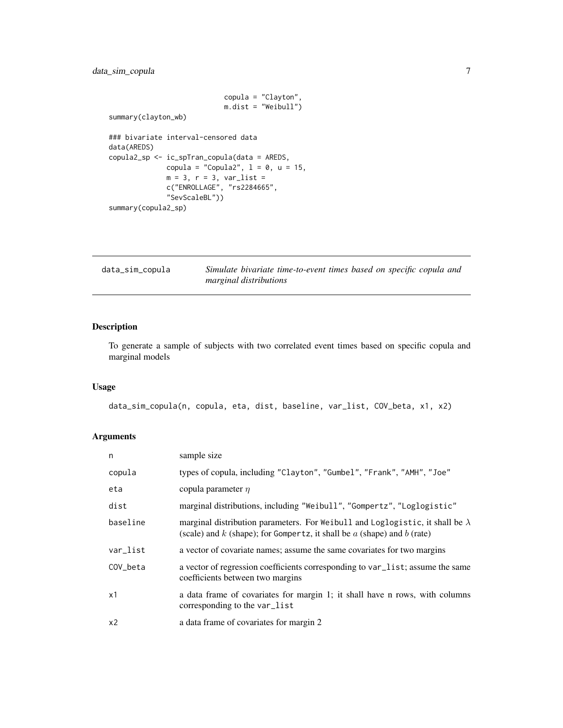```
                            copula = "Clayton",
                            m.dist = "Weibull")
summary(clayton_wb)

### bivariate interval-censored data
data(AREDS)
copula2_sp <- ic_spTran_copula(data = AREDS,
              copula = "Copula2", l = 0, u = 15,
              m = 3, r = 3, var_list =
              c("ENROLLAGE", "rs2284665",
              "SevScaleBL"))
summary(copula2_sp)
```

## data_sim_copula — *Simulate bivariate time-to-event times based on specific copula and marginal distributions*

### Description

To generate a sample of subjects with two correlated event times based on specific copula and marginal models

### Usage

```
data_sim_copula(n, copula, eta, dist, baseline, var_list, COV_beta, x1, x2)
```

### Arguments

| | |
|---|---|
| n | sample size |
| copula | types of copula, including "Clayton", "Gumbel", "Frank", "AMH", "Joe" |
| eta | copula parameter $\eta$ |
| dist | marginal distributions, including "Weibull", "Gompertz", "Loglogistic" |
| baseline | marginal distribution parameters. For Weibull and Loglogistic, it shall be $\lambda$ (scale) and $k$ (shape); for Gompertz, it shall be $a$ (shape) and $b$ (rate) |
| var_list | a vector of covariate names; assume the same covariates for two margins |
| COV_beta | a vector of regression coefficients corresponding to var_list; assume the same coefficients between two margins |
| x1 | a data frame of covariates for margin 1; it shall have n rows, with columns corresponding to the var_list |
| x2 | a data frame of covariates for margin 2 |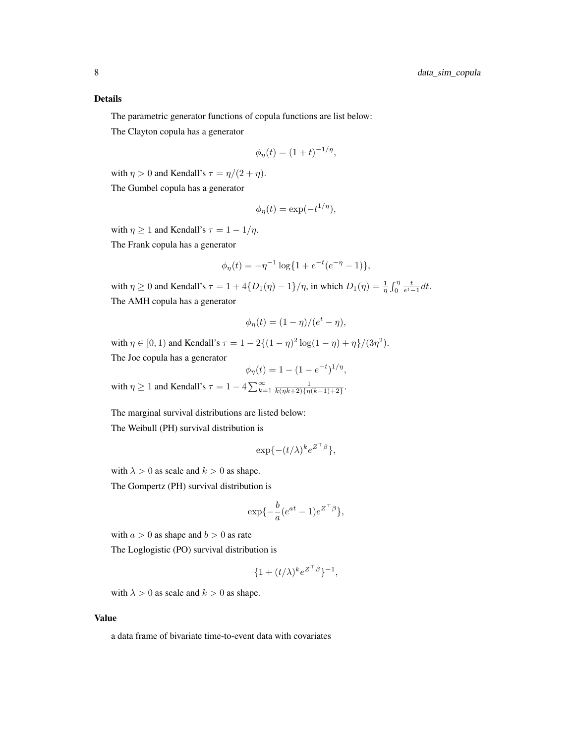## Details

The parametric generator functions of copula functions are list below:

The Clayton copula has a generator

$$\phi_\eta(t) = (1+t)^{-1/\eta},$$

with $\eta > 0$ and Kendall's $\tau = \eta/(2+\eta)$.

The Gumbel copula has a generator

$$\phi_\eta(t) = \exp(-t^{1/\eta}),$$

with $\eta \geq 1$ and Kendall's $\tau = 1 - 1/\eta$.

The Frank copula has a generator

$$\phi_\eta(t) = -\eta^{-1} \log\{1 + e^{-t}(e^{-\eta} - 1)\},$$

with $\eta \geq 0$ and Kendall's $\tau = 1 + 4\{D_1(\eta) - 1\}/\eta$, in which $D_1(\eta) = \frac{1}{\eta}\int_0^\eta \frac{t}{e^t - 1} dt$.

The AMH copula has a generator

$$\phi_\eta(t) = (1-\eta)/(e^t - \eta),$$

with $\eta \in [0, 1)$ and Kendall's $\tau = 1 - 2\{(1-\eta)^2 \log(1-\eta) + \eta\}/(3\eta^2)$.

The Joe copula has a generator

$$\phi_\eta(t) = 1 - (1 - e^{-t})^{1/\eta},$$

with $\eta \geq 1$ and Kendall's $\tau = 1 - 4\sum_{k=1}^{\infty} \frac{1}{k(\eta k + 2)\{\eta(k-1)+2\}}$.

The marginal survival distributions are listed below:

The Weibull (PH) survival distribution is

$$\exp\{-(t/\lambda)^k e^{Z^\top \beta}\},$$

with $\lambda > 0$ as scale and $k > 0$ as shape.

The Gompertz (PH) survival distribution is

$$\exp\{-\frac{b}{a}(e^{at} - 1)e^{Z^\top \beta}\},$$

with $a > 0$ as shape and $b > 0$ as rate

The Loglogistic (PO) survival distribution is

$$\{1 + (t/\lambda)^k e^{Z^\top \beta}\}^{-1},$$

with $\lambda > 0$ as scale and $k > 0$ as shape.

## Value

a data frame of bivariate time-to-event data with covariates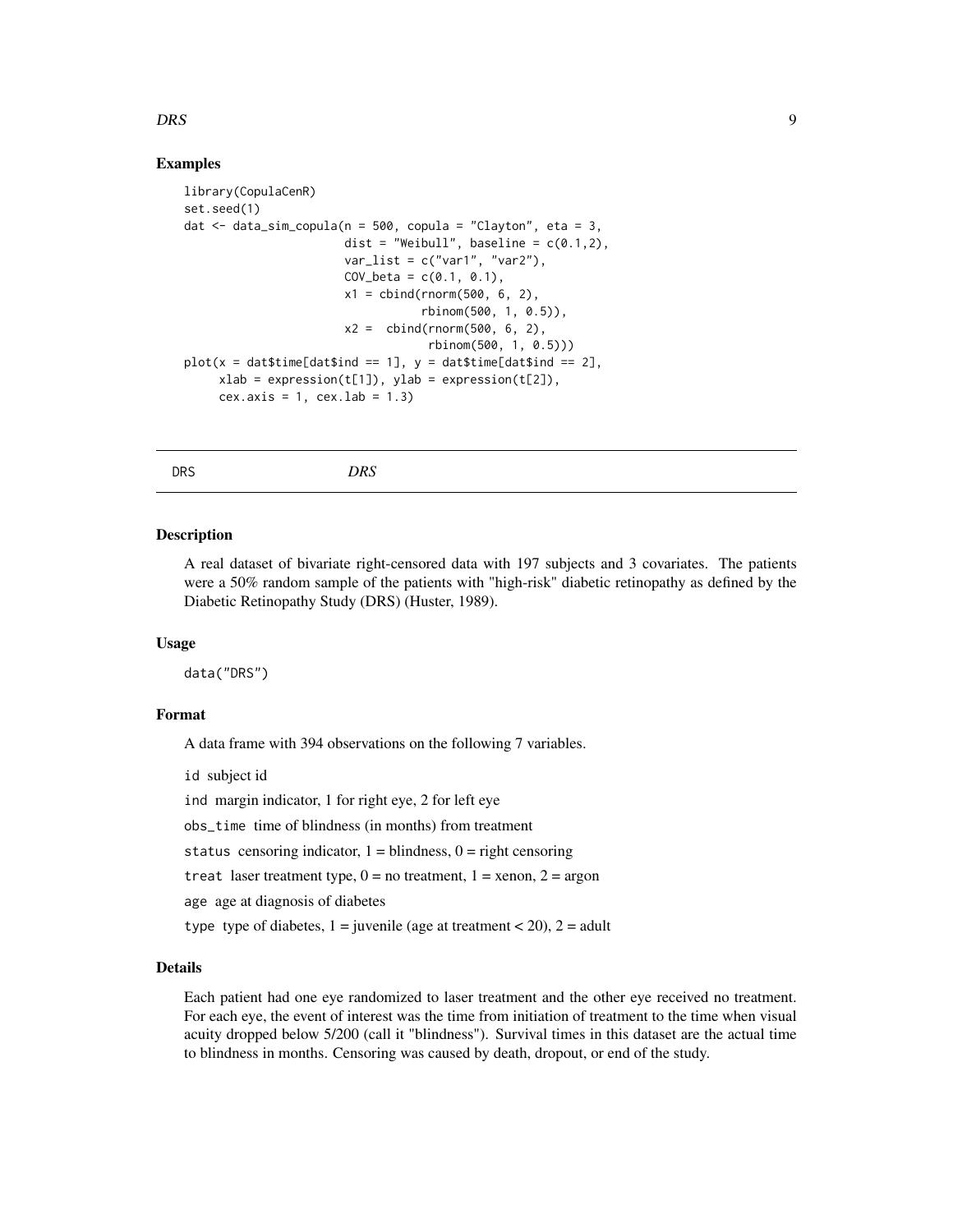### Examples

```
library(CopulaCenR)
set.seed(1)
dat <- data_sim_copula(n = 500, copula = "Clayton", eta = 3,
                       dist = "Weibull", baseline = c(0.1,2),
                       var_list = c("var1", "var2"),
                       COV_beta = c(0.1, 0.1),
                       x1 = cbind(rnorm(500, 6, 2),
                                  rbinom(500, 1, 0.5)),
                       x2 =  cbind(rnorm(500, 6, 2),
                                   rbinom(500, 1, 0.5)))
plot(x = dat$time[dat$ind == 1], y = dat$time[dat$ind == 2],
     xlab = expression(t[1]), ylab = expression(t[2]),
     cex.axis = 1, cex.lab = 1.3)
```

---

## DRS &nbsp;&nbsp;&nbsp;&nbsp;&nbsp; *DRS*

---

### Description

A real dataset of bivariate right-censored data with 197 subjects and 3 covariates. The patients were a 50% random sample of the patients with "high-risk" diabetic retinopathy as defined by the Diabetic Retinopathy Study (DRS) (Huster, 1989).

### Usage

```
data("DRS")
```

### Format

A data frame with 394 observations on the following 7 variables.

`id` subject id

`ind` margin indicator, 1 for right eye, 2 for left eye

`obs_time` time of blindness (in months) from treatment

`status` censoring indicator, 1 = blindness, 0 = right censoring

`treat` laser treatment type, 0 = no treatment, 1 = xenon, 2 = argon

`age` age at diagnosis of diabetes

`type` type of diabetes, 1 = juvenile (age at treatment < 20), 2 = adult

### Details

Each patient had one eye randomized to laser treatment and the other eye received no treatment. For each eye, the event of interest was the time from initiation of treatment to the time when visual acuity dropped below 5/200 (call it "blindness"). Survival times in this dataset are the actual time to blindness in months. Censoring was caused by death, dropout, or end of the study.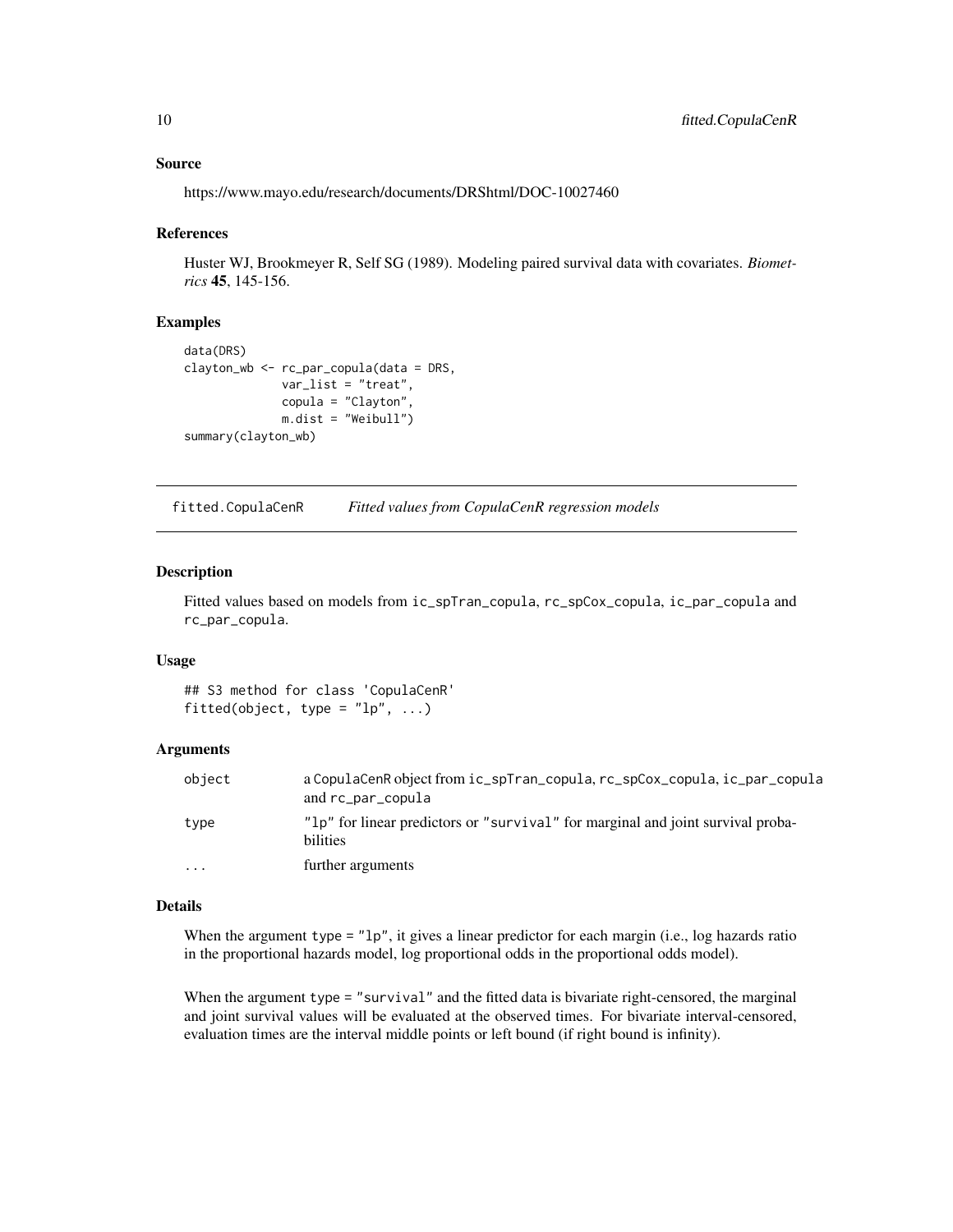## Source

https://www.mayo.edu/research/documents/DRShtml/DOC-10027460

## References

Huster WJ, Brookmeyer R, Self SG (1989). Modeling paired survival data with covariates. *Biometrics* **45**, 145-156.

## Examples

```
data(DRS)
clayton_wb <- rc_par_copula(data = DRS,
              var_list = "treat",
              copula = "Clayton",
              m.dist = "Weibull")
summary(clayton_wb)
```

---

# fitted.CopulaCenR *Fitted values from CopulaCenR regression models*

---

## Description

Fitted values based on models from `ic_spTran_copula`, `rc_spCox_copula`, `ic_par_copula` and `rc_par_copula`.

## Usage

```
## S3 method for class 'CopulaCenR'
fitted(object, type = "lp", ...)
```

## Arguments

| | |
|---|---|
| `object` | a CopulaCenR object from `ic_spTran_copula`, `rc_spCox_copula`, `ic_par_copula` and `rc_par_copula` |
| `type` | `"lp"` for linear predictors or `"survival"` for marginal and joint survival probabilities |
| `...` | further arguments |

## Details

When the argument `type = "lp"`, it gives a linear predictor for each margin (i.e., log hazards ratio in the proportional hazards model, log proportional odds in the proportional odds model).

When the argument `type = "survival"` and the fitted data is bivariate right-censored, the marginal and joint survival values will be evaluated at the observed times. For bivariate interval-censored, evaluation times are the interval middle points or left bound (if right bound is infinity).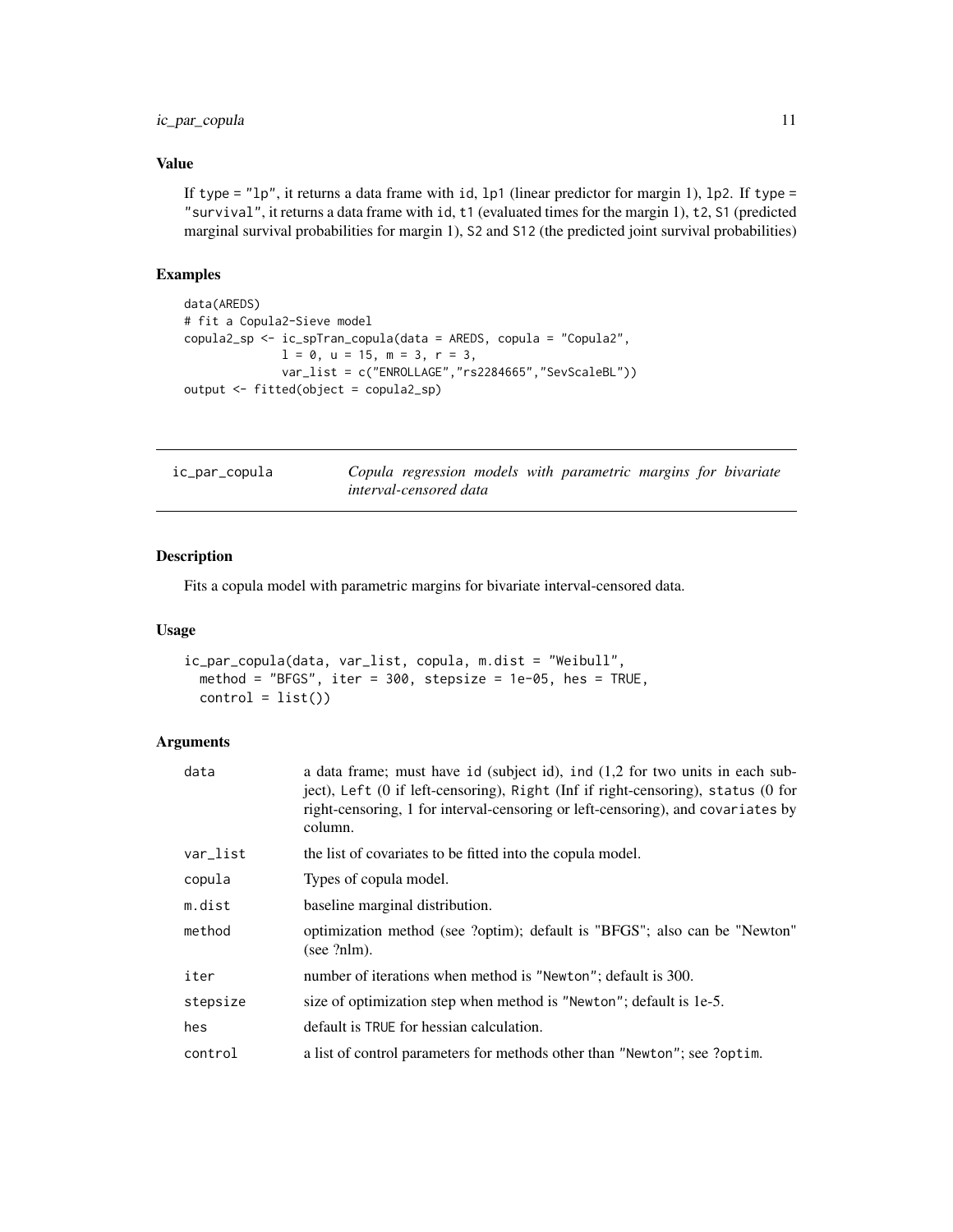### Value

If type = "lp", it returns a data frame with id, lp1 (linear predictor for margin 1), lp2. If type = "survival", it returns a data frame with id, t1 (evaluated times for the margin 1), t2, S1 (predicted marginal survival probabilities for margin 1), S2 and S12 (the predicted joint survival probabilities)

### Examples

```
data(AREDS)
# fit a Copula2-Sieve model
copula2_sp <- ic_spTran_copula(data = AREDS, copula = "Copula2",
              l = 0, u = 15, m = 3, r = 3,
              var_list = c("ENROLLAGE","rs2284665","SevScaleBL"))
output <- fitted(object = copula2_sp)
```

---

## ic_par_copula — *Copula regression models with parametric margins for bivariate interval-censored data*

---

### Description

Fits a copula model with parametric margins for bivariate interval-censored data.

### Usage

```
ic_par_copula(data, var_list, copula, m.dist = "Weibull",
  method = "BFGS", iter = 300, stepsize = 1e-05, hes = TRUE,
  control = list())
```

### Arguments

| | |
|---|---|
| data | a data frame; must have id (subject id), ind (1,2 for two units in each subject), Left (0 if left-censoring), Right (Inf if right-censoring), status (0 for right-censoring, 1 for interval-censoring or left-censoring), and covariates by column. |
| var_list | the list of covariates to be fitted into the copula model. |
| copula | Types of copula model. |
| m.dist | baseline marginal distribution. |
| method | optimization method (see ?optim); default is "BFGS"; also can be "Newton" (see ?nlm). |
| iter | number of iterations when method is "Newton"; default is 300. |
| stepsize | size of optimization step when method is "Newton"; default is 1e-5. |
| hes | default is TRUE for hessian calculation. |
| control | a list of control parameters for methods other than "Newton"; see ?optim. |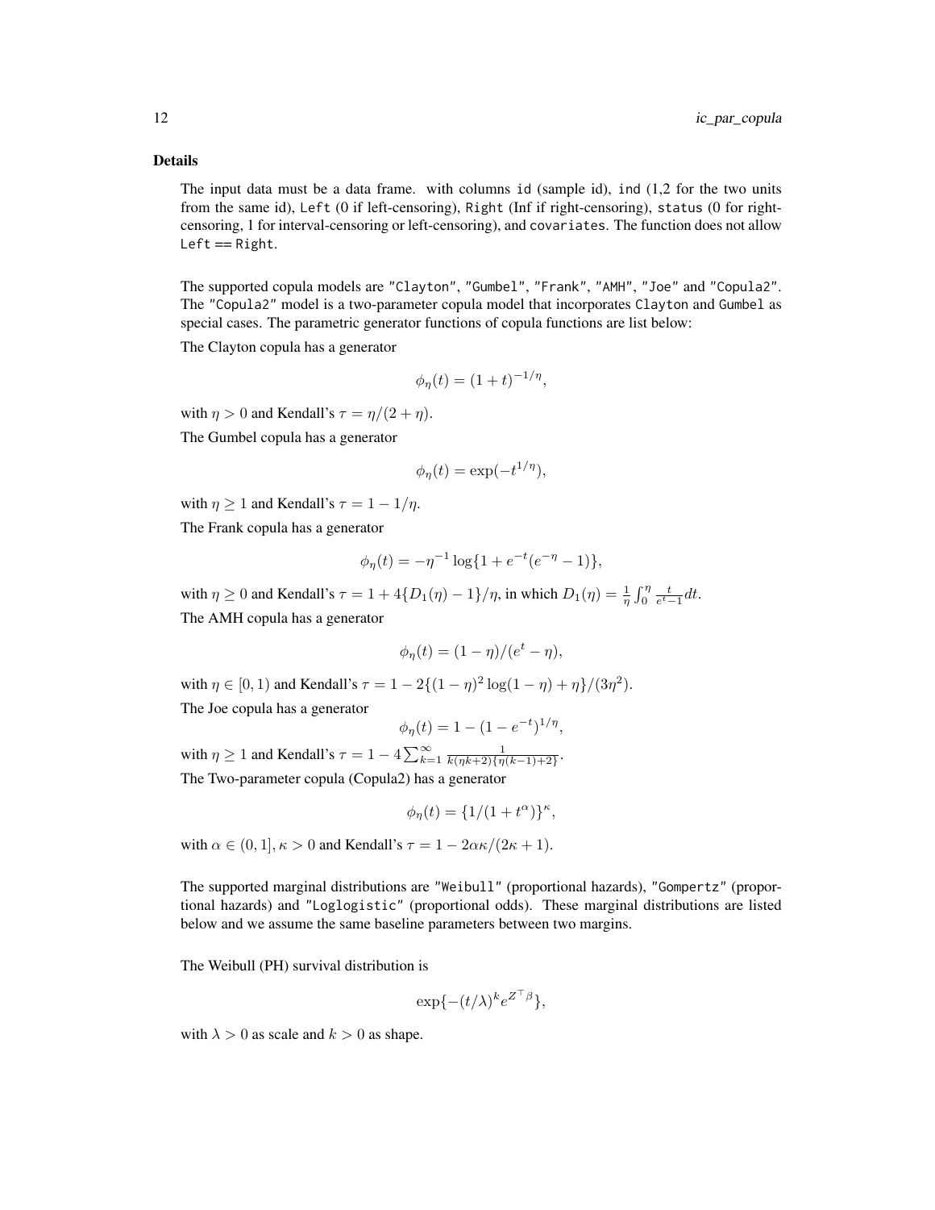### Details

The input data must be a data frame. with columns id (sample id), ind (1,2 for the two units from the same id), Left (0 if left-censoring), Right (Inf if right-censoring), status (0 for right-censoring, 1 for interval-censoring or left-censoring), and covariates. The function does not allow Left == Right.

The supported copula models are "Clayton", "Gumbel", "Frank", "AMH", "Joe" and "Copula2". The "Copula2" model is a two-parameter copula model that incorporates Clayton and Gumbel as special cases. The parametric generator functions of copula functions are list below:

The Clayton copula has a generator

$$\phi_\eta(t) = (1 + t)^{-1/\eta},$$

with $\eta > 0$ and Kendall's $\tau = \eta/(2 + \eta)$.

The Gumbel copula has a generator

$$\phi_\eta(t) = \exp(-t^{1/\eta}),$$

with $\eta \geq 1$ and Kendall's $\tau = 1 - 1/\eta$.

The Frank copula has a generator

$$\phi_\eta(t) = -\eta^{-1} \log\{1 + e^{-t}(e^{-\eta} - 1)\},$$

with $\eta \geq 0$ and Kendall's $\tau = 1 + 4\{D_1(\eta) - 1\}/\eta$, in which $D_1(\eta) = \frac{1}{\eta}\int_0^\eta \frac{t}{e^t - 1}dt$.

The AMH copula has a generator

$$\phi_\eta(t) = (1 - \eta)/(e^t - \eta),$$

with $\eta \in [0, 1)$ and Kendall's $\tau = 1 - 2\{(1 - \eta)^2 \log(1 - \eta) + \eta\}/(3\eta^2)$.

The Joe copula has a generator

$$\phi_\eta(t) = 1 - (1 - e^{-t})^{1/\eta},$$

with $\eta \geq 1$ and Kendall's $\tau = 1 - 4\sum_{k=1}^{\infty} \frac{1}{k(\eta k + 2)\{\eta(k-1) + 2\}}$.

The Two-parameter copula (Copula2) has a generator

$$\phi_\eta(t) = \{1/(1 + t^\alpha)\}^\kappa,$$

with $\alpha \in (0, 1], \kappa > 0$ and Kendall's $\tau = 1 - 2\alpha\kappa/(2\kappa + 1)$.

The supported marginal distributions are "Weibull" (proportional hazards), "Gompertz" (proportional hazards) and "Loglogistic" (proportional odds). These marginal distributions are listed below and we assume the same baseline parameters between two margins.

The Weibull (PH) survival distribution is

$$\exp\{-(t/\lambda)^k e^{Z^\top \beta}\},$$

with $\lambda > 0$ as scale and $k > 0$ as shape.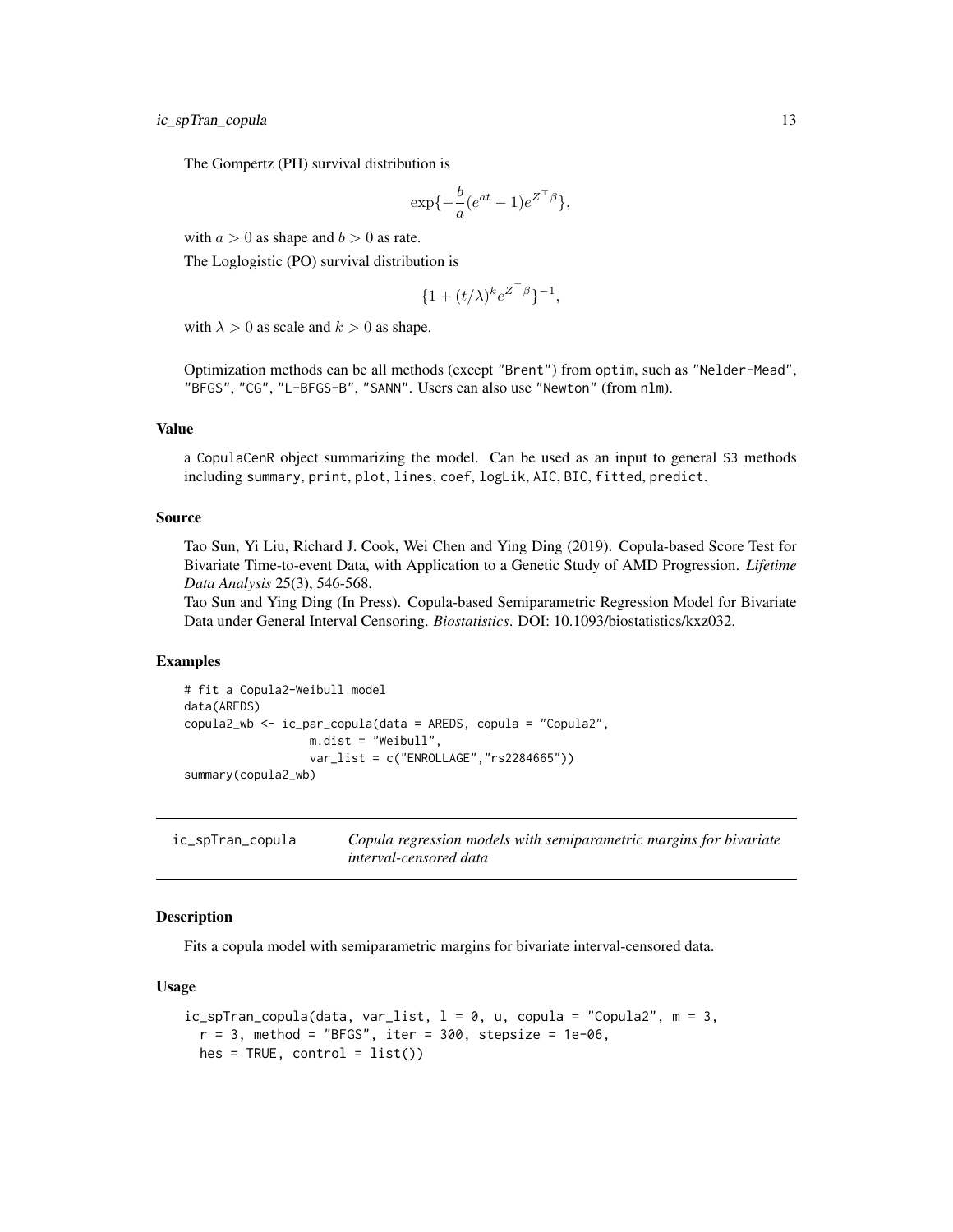The Gompertz (PH) survival distribution is

$$\exp\{-\frac{b}{a}(e^{at}-1)e^{Z^\top \beta}\},$$

with $a > 0$ as shape and $b > 0$ as rate.

The Loglogistic (PO) survival distribution is

$$\{1 + (t/\lambda)^k e^{Z^\top \beta}\}^{-1},$$

with $\lambda > 0$ as scale and $k > 0$ as shape.

Optimization methods can be all methods (except "Brent") from optim, such as "Nelder-Mead", "BFGS", "CG", "L-BFGS-B", "SANN". Users can also use "Newton" (from nlm).

### Value

a CopulaCenR object summarizing the model. Can be used as an input to general S3 methods including summary, print, plot, lines, coef, logLik, AIC, BIC, fitted, predict.

### Source

Tao Sun, Yi Liu, Richard J. Cook, Wei Chen and Ying Ding (2019). Copula-based Score Test for Bivariate Time-to-event Data, with Application to a Genetic Study of AMD Progression. *Lifetime Data Analysis* 25(3), 546-568.

Tao Sun and Ying Ding (In Press). Copula-based Semiparametric Regression Model for Bivariate Data under General Interval Censoring. *Biostatistics*. DOI: 10.1093/biostatistics/kxz032.

### Examples

```
# fit a Copula2-Weibull model
data(AREDS)
copula2_wb <- ic_par_copula(data = AREDS, copula = "Copula2",
                  m.dist = "Weibull",
                  var_list = c("ENROLLAGE","rs2284665"))
summary(copula2_wb)
```

---

## ic_spTran_copula — *Copula regression models with semiparametric margins for bivariate interval-censored data*

---

### Description

Fits a copula model with semiparametric margins for bivariate interval-censored data.

### Usage

```
ic_spTran_copula(data, var_list, l = 0, u, copula = "Copula2", m = 3,
  r = 3, method = "BFGS", iter = 300, stepsize = 1e-06,
  hes = TRUE, control = list())
```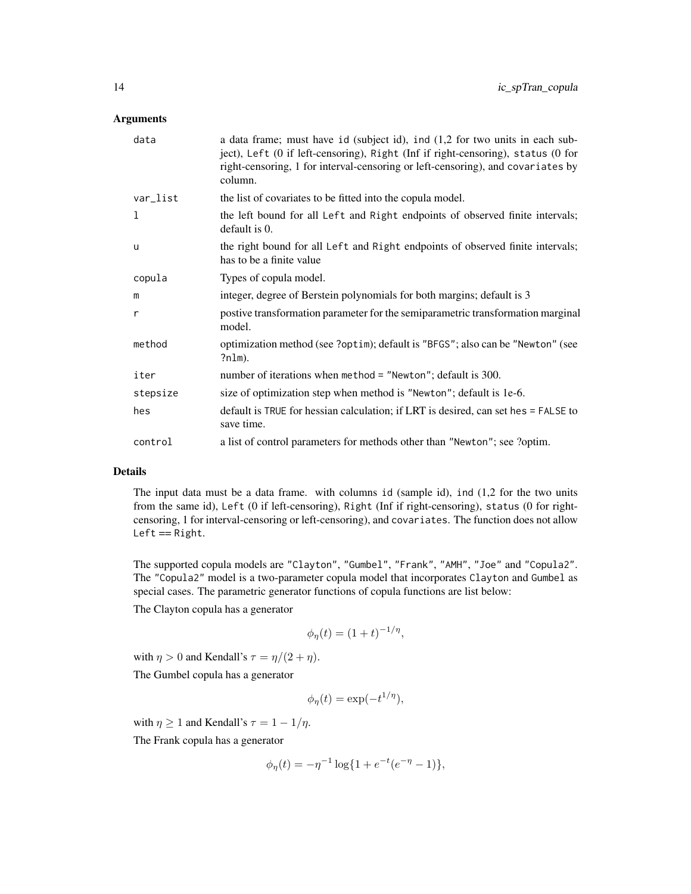### Arguments

| | |
|---|---|
| `data` | a data frame; must have `id` (subject id), `ind` (1,2 for two units in each subject), `Left` (0 if left-censoring), `Right` (Inf if right-censoring), `status` (0 for right-censoring, 1 for interval-censoring or left-censoring), and `covariates` by column. |
| `var_list` | the list of covariates to be fitted into the copula model. |
| `l` | the left bound for all `Left` and `Right` endpoints of observed finite intervals; default is 0. |
| `u` | the right bound for all `Left` and `Right` endpoints of observed finite intervals; has to be a finite value |
| `copula` | Types of copula model. |
| `m` | integer, degree of Berstein polynomials for both margins; default is 3 |
| `r` | postive transformation parameter for the semiparametric transformation marginal model. |
| `method` | optimization method (see `?optim`); default is `"BFGS"`; also can be `"Newton"` (see `?nlm`). |
| `iter` | number of iterations when `method = "Newton"`; default is 300. |
| `stepsize` | size of optimization step when method is `"Newton"`; default is 1e-6. |
| `hes` | default is `TRUE` for hessian calculation; if LRT is desired, can set `hes = FALSE` to save time. |
| `control` | a list of control parameters for methods other than `"Newton"`; see ?optim. |

### Details

The input data must be a data frame. with columns `id` (sample id), `ind` (1,2 for the two units from the same id), `Left` (0 if left-censoring), `Right` (Inf if right-censoring), `status` (0 for right-censoring, 1 for interval-censoring or left-censoring), and `covariates`. The function does not allow `Left == Right`.

The supported copula models are `"Clayton"`, `"Gumbel"`, `"Frank"`, `"AMH"`, `"Joe"` and `"Copula2"`. The `"Copula2"` model is a two-parameter copula model that incorporates `Clayton` and `Gumbel` as special cases. The parametric generator functions of copula functions are list below:

The Clayton copula has a generator

$$\phi_\eta(t) = (1 + t)^{-1/\eta},$$

with $\eta > 0$ and Kendall's $\tau = \eta/(2 + \eta)$.

The Gumbel copula has a generator

$$\phi_\eta(t) = \exp(-t^{1/\eta}),$$

with $\eta \geq 1$ and Kendall's $\tau = 1 - 1/\eta$.

The Frank copula has a generator

$$\phi_\eta(t) = -\eta^{-1} \log\{1 + e^{-t}(e^{-\eta} - 1)\},$$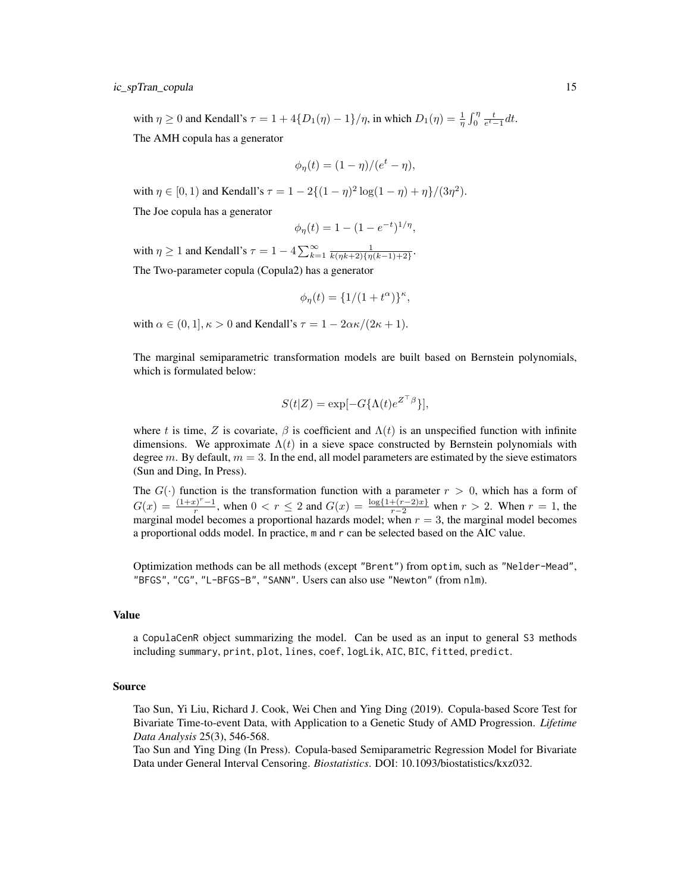with $\eta \geq 0$ and Kendall's $\tau = 1 + 4\{D_1(\eta) - 1\}/\eta$, in which $D_1(\eta) = \frac{1}{\eta}\int_0^\eta \frac{t}{e^t - 1}dt$.

The AMH copula has a generator

$$\phi_\eta(t) = (1 - \eta)/(e^t - \eta),$$

with $\eta \in [0, 1)$ and Kendall's $\tau = 1 - 2\{(1 - \eta)^2 \log(1 - \eta) + \eta\}/(3\eta^2)$.

The Joe copula has a generator

$$\phi_\eta(t) = 1 - (1 - e^{-t})^{1/\eta},$$

with $\eta \geq 1$ and Kendall's $\tau = 1 - 4\sum_{k=1}^{\infty} \frac{1}{k(\eta k + 2)\{\eta(k - 1) + 2\}}$.

The Two-parameter copula (Copula2) has a generator

$$\phi_\eta(t) = \{1/(1 + t^\alpha)\}^\kappa,$$

with $\alpha \in (0, 1], \kappa > 0$ and Kendall's $\tau = 1 - 2\alpha\kappa/(2\kappa + 1)$.

The marginal semiparametric transformation models are built based on Bernstein polynomials, which is formulated below:

$$S(t|Z) = \exp[-G\{\Lambda(t)e^{Z^\top \beta}\}],$$

where $t$ is time, $Z$ is covariate, $\beta$ is coefficient and $\Lambda(t)$ is an unspecified function with infinite dimensions. We approximate $\Lambda(t)$ in a sieve space constructed by Bernstein polynomials with degree $m$. By default, $m = 3$. In the end, all model parameters are estimated by the sieve estimators (Sun and Ding, In Press).

The $G(\cdot)$ function is the transformation function with a parameter $r > 0$, which has a form of $G(x) = \frac{(1+x)^r - 1}{r}$, when $0 < r \leq 2$ and $G(x) = \frac{\log\{1 + (r-2)x\}}{r-2}$ when $r > 2$. When $r = 1$, the marginal model becomes a proportional hazards model; when $r = 3$, the marginal model becomes a proportional odds model. In practice, m and r can be selected based on the AIC value.

Optimization methods can be all methods (except "Brent") from optim, such as "Nelder-Mead", "BFGS", "CG", "L-BFGS-B", "SANN". Users can also use "Newton" (from nlm).

## Value

a CopulaCenR object summarizing the model. Can be used as an input to general S3 methods including summary, print, plot, lines, coef, logLik, AIC, BIC, fitted, predict.

## Source

Tao Sun, Yi Liu, Richard J. Cook, Wei Chen and Ying Ding (2019). Copula-based Score Test for Bivariate Time-to-event Data, with Application to a Genetic Study of AMD Progression. *Lifetime Data Analysis* 25(3), 546-568.

Tao Sun and Ying Ding (In Press). Copula-based Semiparametric Regression Model for Bivariate Data under General Interval Censoring. *Biostatistics*. DOI: 10.1093/biostatistics/kxz032.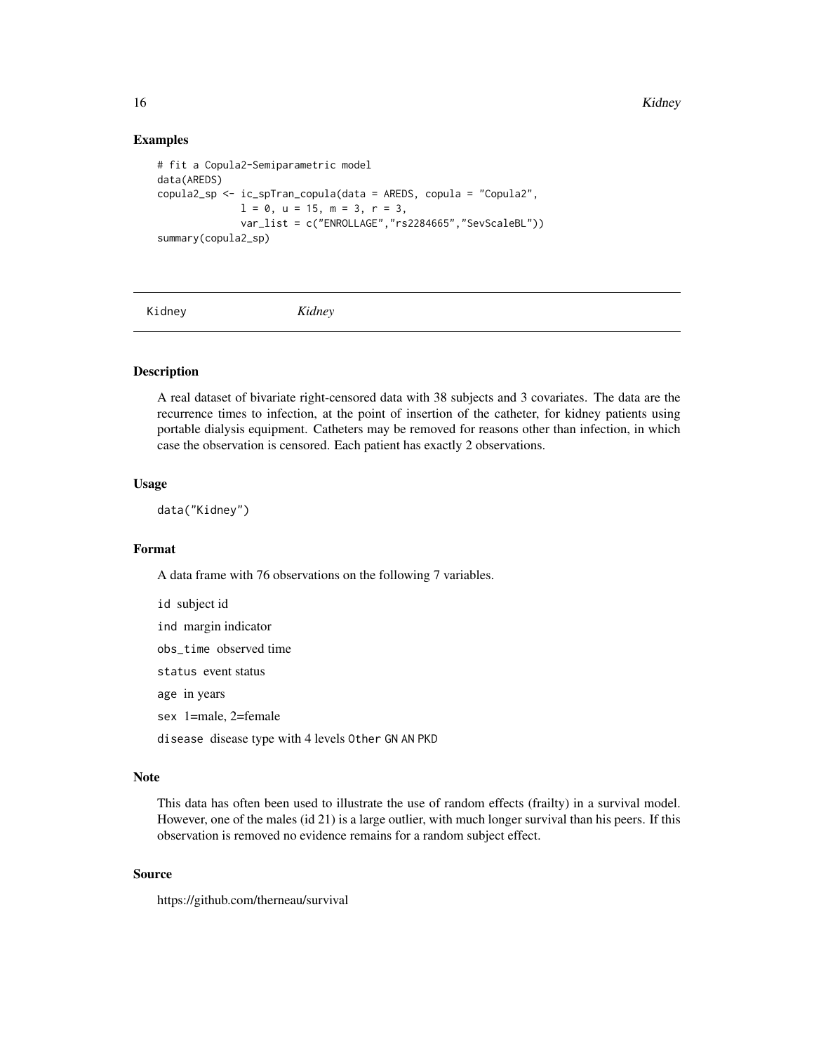### Examples

```
# fit a Copula2-Semiparametric model
data(AREDS)
copula2_sp <- ic_spTran_copula(data = AREDS, copula = "Copula2",
              l = 0, u = 15, m = 3, r = 3,
              var_list = c("ENROLLAGE","rs2284665","SevScaleBL"))
summary(copula2_sp)
```

---

## Kidney *Kidney*

---

### Description

A real dataset of bivariate right-censored data with 38 subjects and 3 covariates. The data are the recurrence times to infection, at the point of insertion of the catheter, for kidney patients using portable dialysis equipment. Catheters may be removed for reasons other than infection, in which case the observation is censored. Each patient has exactly 2 observations.

### Usage

```
data("Kidney")
```

### Format

A data frame with 76 observations on the following 7 variables.

`id` subject id

`ind` margin indicator

`obs_time` observed time

`status` event status

`age` in years

`sex` 1=male, 2=female

`disease` disease type with 4 levels `Other` `GN` `AN` `PKD`

### Note

This data has often been used to illustrate the use of random effects (frailty) in a survival model. However, one of the males (id 21) is a large outlier, with much longer survival than his peers. If this observation is removed no evidence remains for a random subject effect.

### Source

https://github.com/therneau/survival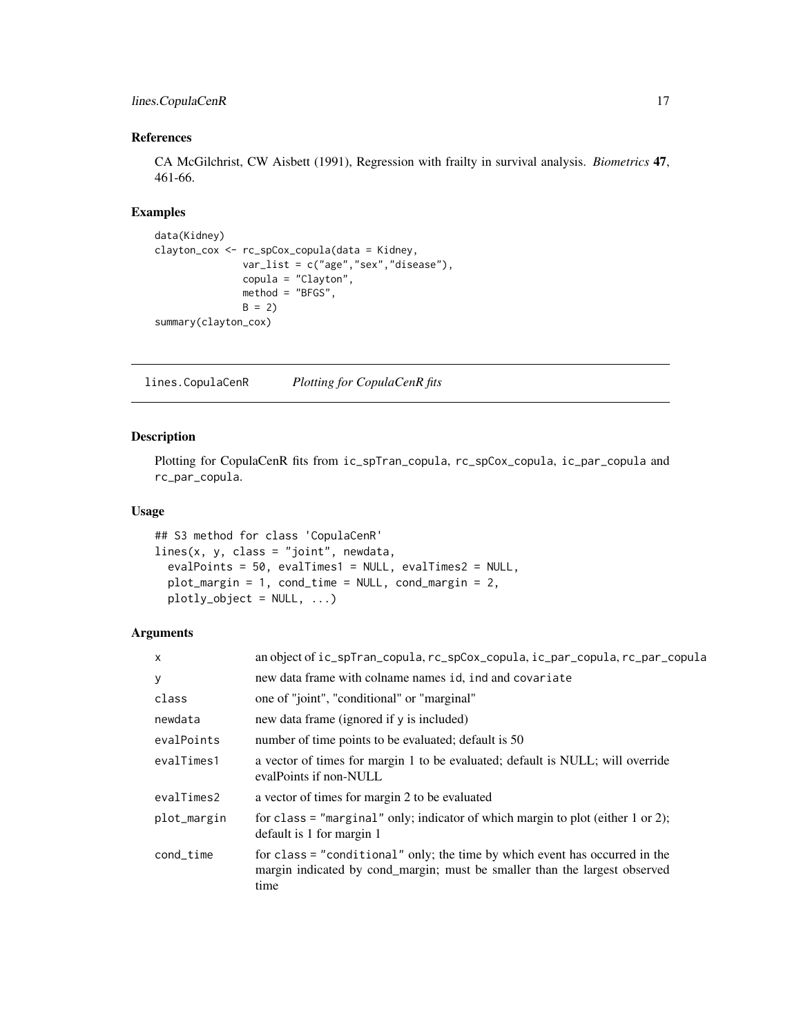## References

CA McGilchrist, CW Aisbett (1991), Regression with frailty in survival analysis. *Biometrics* **47**, 461-66.

## Examples

```
data(Kidney)
clayton_cox <- rc_spCox_copula(data = Kidney,
               var_list = c("age","sex","disease"),
               copula = "Clayton",
               method = "BFGS",
               B = 2)
summary(clayton_cox)
```

---

# lines.CopulaCenR *Plotting for CopulaCenR fits*

## Description

Plotting for CopulaCenR fits from `ic_spTran_copula`, `rc_spCox_copula`, `ic_par_copula` and `rc_par_copula`.

## Usage

```
## S3 method for class 'CopulaCenR'
lines(x, y, class = "joint", newdata,
  evalPoints = 50, evalTimes1 = NULL, evalTimes2 = NULL,
  plot_margin = 1, cond_time = NULL, cond_margin = 2,
  plotly_object = NULL, ...)
```

## Arguments

| | |
|---|---|
| `x` | an object of `ic_spTran_copula`, `rc_spCox_copula`, `ic_par_copula`, `rc_par_copula` |
| `y` | new data frame with colname names `id`, `ind` and `covariate` |
| `class` | one of "joint", "conditional" or "marginal" |
| `newdata` | new data frame (ignored if `y` is included) |
| `evalPoints` | number of time points to be evaluated; default is 50 |
| `evalTimes1` | a vector of times for margin 1 to be evaluated; default is NULL; will override evalPoints if non-NULL |
| `evalTimes2` | a vector of times for margin 2 to be evaluated |
| `plot_margin` | for `class = "marginal"` only; indicator of which margin to plot (either 1 or 2); default is 1 for margin 1 |
| `cond_time` | for `class = "conditional"` only; the time by which event has occurred in the margin indicated by cond_margin; must be smaller than the largest observed time |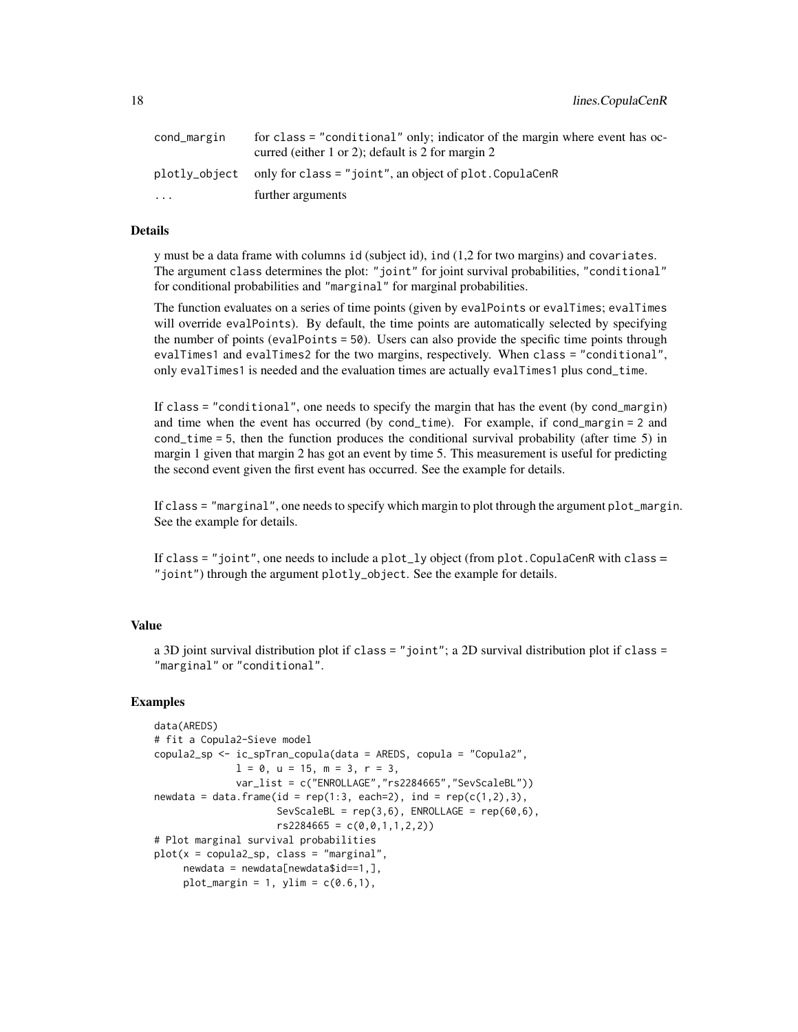| | |
|---|---|
| cond_margin | for class = "conditional" only; indicator of the margin where event has occurred (either 1 or 2); default is 2 for margin 2 |
| plotly_object | only for class = "joint", an object of plot.CopulaCenR |
| ... | further arguments |

### Details

y must be a data frame with columns id (subject id), ind (1,2 for two margins) and covariates. The argument class determines the plot: "joint" for joint survival probabilities, "conditional" for conditional probabilities and "marginal" for marginal probabilities.

The function evaluates on a series of time points (given by evalPoints or evalTimes; evalTimes will override evalPoints). By default, the time points are automatically selected by specifying the number of points (evalPoints = 50). Users can also provide the specific time points through evalTimes1 and evalTimes2 for the two margins, respectively. When class = "conditional", only evalTimes1 is needed and the evaluation times are actually evalTimes1 plus cond_time.

If class = "conditional", one needs to specify the margin that has the event (by cond_margin) and time when the event has occurred (by cond_time). For example, if cond_margin = 2 and cond_time = 5, then the function produces the conditional survival probability (after time 5) in margin 1 given that margin 2 has got an event by time 5. This measurement is useful for predicting the second event given the first event has occurred. See the example for details.

If class = "marginal", one needs to specify which margin to plot through the argument plot_margin. See the example for details.

If class = "joint", one needs to include a plot_ly object (from plot.CopulaCenR with class = "joint") through the argument plotly_object. See the example for details.

### Value

a 3D joint survival distribution plot if class = "joint"; a 2D survival distribution plot if class = "marginal" or "conditional".

### Examples

```
data(AREDS)
# fit a Copula2-Sieve model
copula2_sp <- ic_spTran_copula(data = AREDS, copula = "Copula2",
              l = 0, u = 15, m = 3, r = 3,
              var_list = c("ENROLLAGE","rs2284665","SevScaleBL"))
newdata = data.frame(id = rep(1:3, each=2), ind = rep(c(1,2),3),
                    SevScaleBL = rep(3,6), ENROLLAGE = rep(60,6),
                    rs2284665 = c(0,0,1,1,2,2))
# Plot marginal survival probabilities
plot(x = copula2_sp, class = "marginal",
     newdata = newdata[newdata$id==1,],
     plot_margin = 1, ylim = c(0.6,1),
```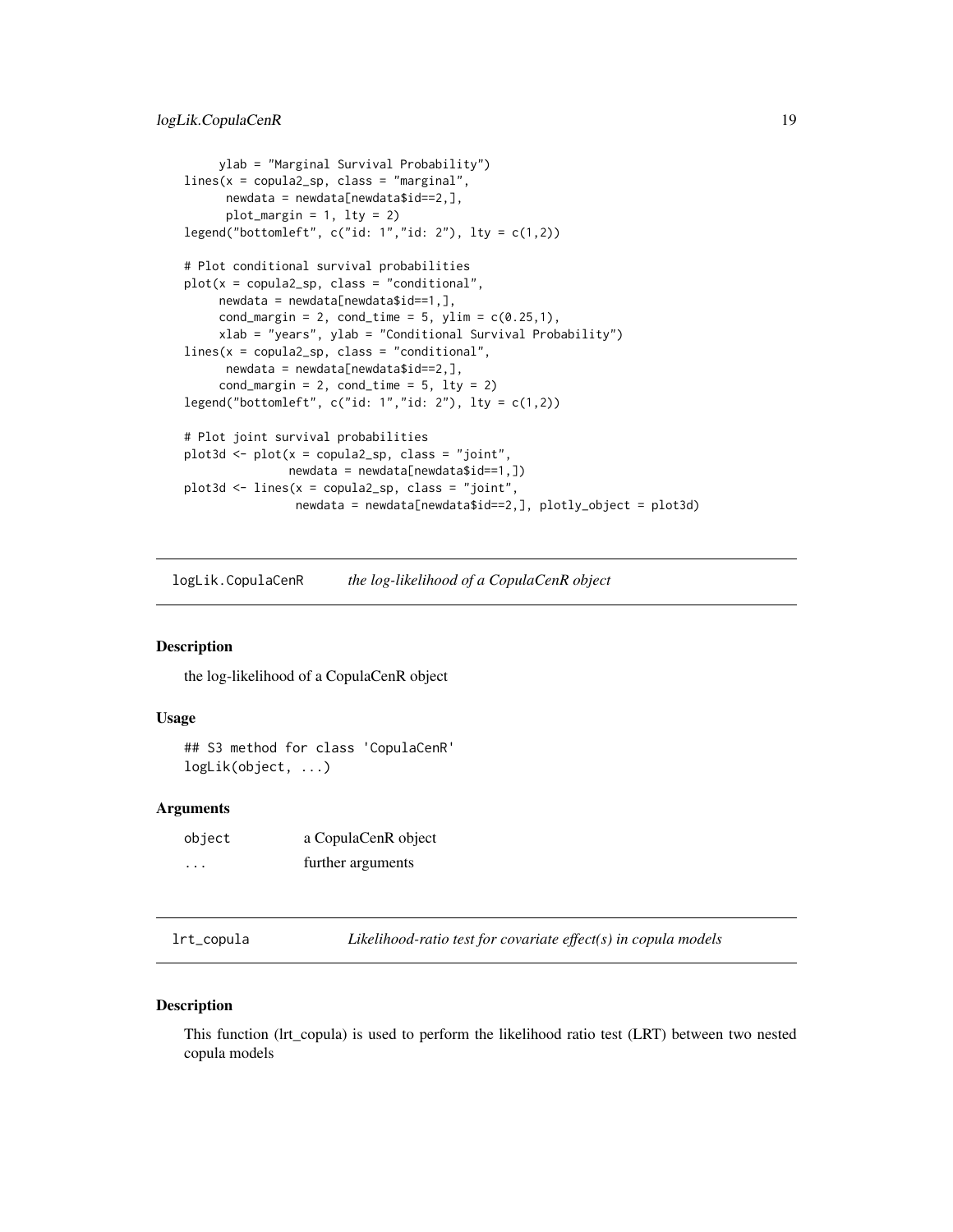```
     ylab = "Marginal Survival Probability")
lines(x = copula2_sp, class = "marginal",
      newdata = newdata[newdata$id==2,],
      plot_margin = 1, lty = 2)
legend("bottomleft", c("id: 1","id: 2"), lty = c(1,2))

# Plot conditional survival probabilities
plot(x = copula2_sp, class = "conditional",
     newdata = newdata[newdata$id==1,],
     cond_margin = 2, cond_time = 5, ylim = c(0.25,1),
     xlab = "years", ylab = "Conditional Survival Probability")
lines(x = copula2_sp, class = "conditional",
      newdata = newdata[newdata$id==2,],
     cond_margin = 2, cond_time = 5, lty = 2)
legend("bottomleft", c("id: 1","id: 2"), lty = c(1,2))

# Plot joint survival probabilities
plot3d <- plot(x = copula2_sp, class = "joint",
             newdata = newdata[newdata$id==1,])
plot3d <- lines(x = copula2_sp, class = "joint",
               newdata = newdata[newdata$id==2,], plotly_object = plot3d)
```

## logLik.CopulaCenR — *the log-likelihood of a CopulaCenR object*

### Description

the log-likelihood of a CopulaCenR object

### Usage

```
## S3 method for class 'CopulaCenR'
logLik(object, ...)
```

### Arguments

| | |
|---|---|
| object | a CopulaCenR object |
| ... | further arguments |

## lrt_copula — *Likelihood-ratio test for covariate effect(s) in copula models*

### Description

This function (lrt_copula) is used to perform the likelihood ratio test (LRT) between two nested copula models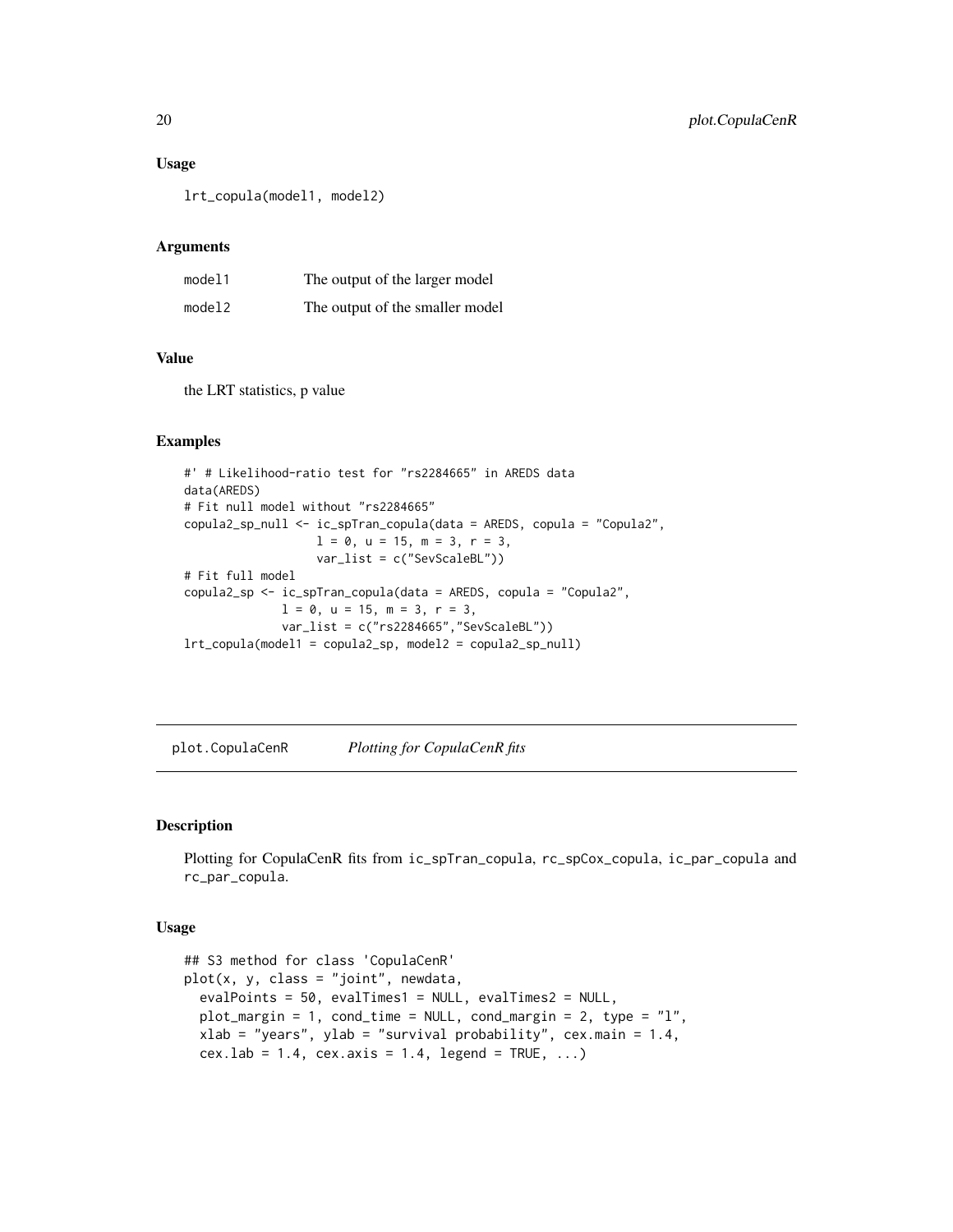### Usage

```
lrt_copula(model1, model2)
```

### Arguments

| | |
|---|---|
| model1 | The output of the larger model |
| model2 | The output of the smaller model |

### Value

the LRT statistics, p value

### Examples

```
#' # Likelihood-ratio test for "rs2284665" in AREDS data
data(AREDS)
# Fit null model without "rs2284665"
copula2_sp_null <- ic_spTran_copula(data = AREDS, copula = "Copula2",
                   l = 0, u = 15, m = 3, r = 3,
                   var_list = c("SevScaleBL"))
# Fit full model
copula2_sp <- ic_spTran_copula(data = AREDS, copula = "Copula2",
              l = 0, u = 15, m = 3, r = 3,
              var_list = c("rs2284665","SevScaleBL"))
lrt_copula(model1 = copula2_sp, model2 = copula2_sp_null)
```

---

## plot.CopulaCenR    *Plotting for CopulaCenR fits*

### Description

Plotting for CopulaCenR fits from ic_spTran_copula, rc_spCox_copula, ic_par_copula and rc_par_copula.

### Usage

```
## S3 method for class 'CopulaCenR'
plot(x, y, class = "joint", newdata,
  evalPoints = 50, evalTimes1 = NULL, evalTimes2 = NULL,
  plot_margin = 1, cond_time = NULL, cond_margin = 2, type = "l",
  xlab = "years", ylab = "survival probability", cex.main = 1.4,
  cex.lab = 1.4, cex.axis = 1.4, legend = TRUE, ...)
```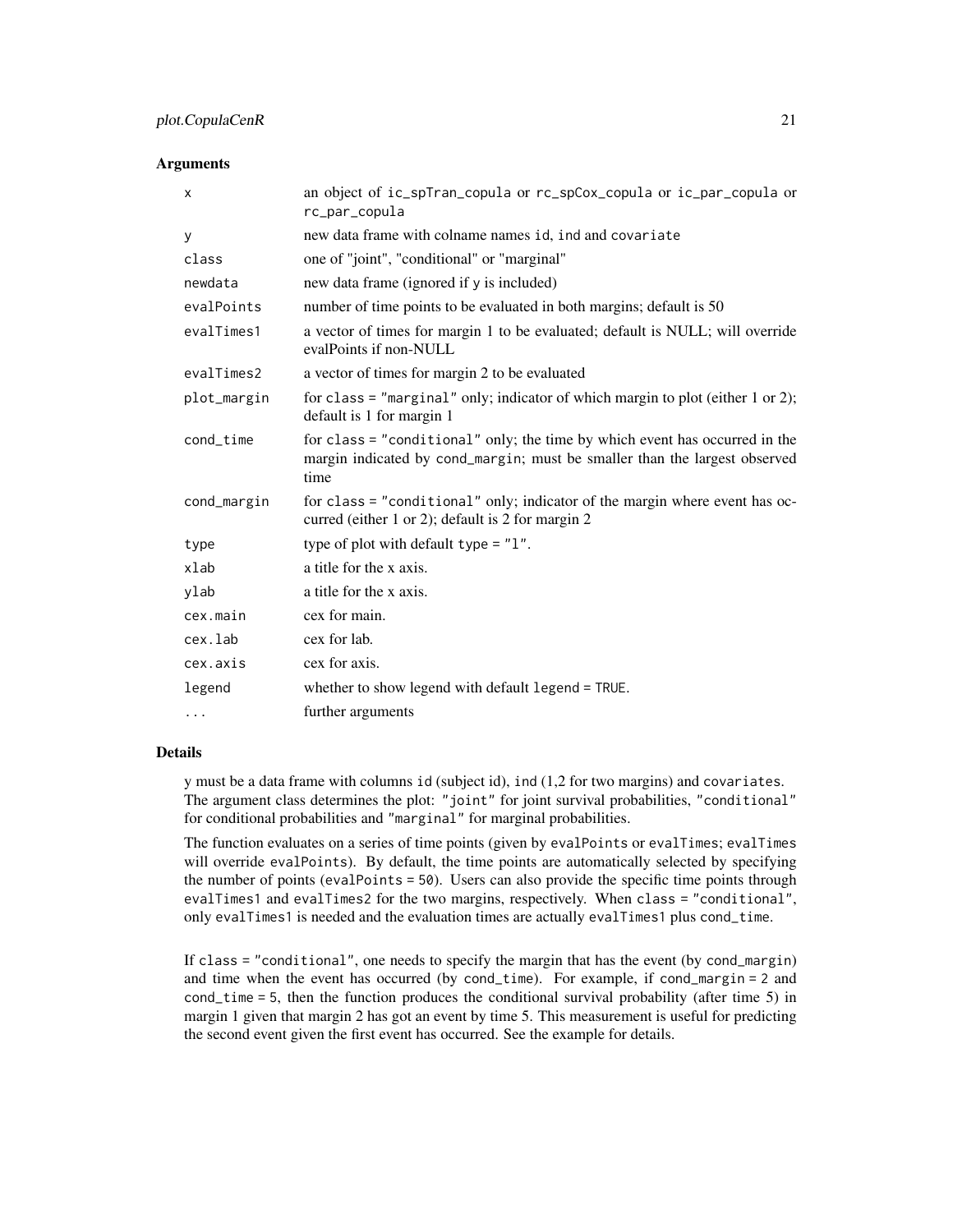### Arguments

| | |
|---|---|
| x | an object of `ic_spTran_copula` or `rc_spCox_copula` or `ic_par_copula` or `rc_par_copula` |
| y | new data frame with colname names `id`, `ind` and `covariate` |
| class | one of "joint", "conditional" or "marginal" |
| newdata | new data frame (ignored if y is included) |
| evalPoints | number of time points to be evaluated in both margins; default is 50 |
| evalTimes1 | a vector of times for margin 1 to be evaluated; default is NULL; will override evalPoints if non-NULL |
| evalTimes2 | a vector of times for margin 2 to be evaluated |
| plot_margin | for `class = "marginal"` only; indicator of which margin to plot (either 1 or 2); default is 1 for margin 1 |
| cond_time | for `class = "conditional"` only; the time by which event has occurred in the margin indicated by `cond_margin`; must be smaller than the largest observed time |
| cond_margin | for `class = "conditional"` only; indicator of the margin where event has occurred (either 1 or 2); default is 2 for margin 2 |
| type | type of plot with default `type = "l"`. |
| xlab | a title for the x axis. |
| ylab | a title for the x axis. |
| cex.main | cex for main. |
| cex.lab | cex for lab. |
| cex.axis | cex for axis. |
| legend | whether to show legend with default `legend = TRUE`. |
| ... | further arguments |

### Details

y must be a data frame with columns `id` (subject id), `ind` (1,2 for two margins) and `covariates`. The argument class determines the plot: `"joint"` for joint survival probabilities, `"conditional"` for conditional probabilities and `"marginal"` for marginal probabilities.

The function evaluates on a series of time points (given by `evalPoints` or `evalTimes`; `evalTimes` will override `evalPoints`). By default, the time points are automatically selected by specifying the number of points (`evalPoints = 50`). Users can also provide the specific time points through `evalTimes1` and `evalTimes2` for the two margins, respectively. When `class = "conditional"`, only `evalTimes1` is needed and the evaluation times are actually `evalTimes1` plus `cond_time`.

If `class = "conditional"`, one needs to specify the margin that has the event (by `cond_margin`) and time when the event has occurred (by `cond_time`). For example, if `cond_margin = 2` and `cond_time = 5`, then the function produces the conditional survival probability (after time 5) in margin 1 given that margin 2 has got an event by time 5. This measurement is useful for predicting the second event given the first event has occurred. See the example for details.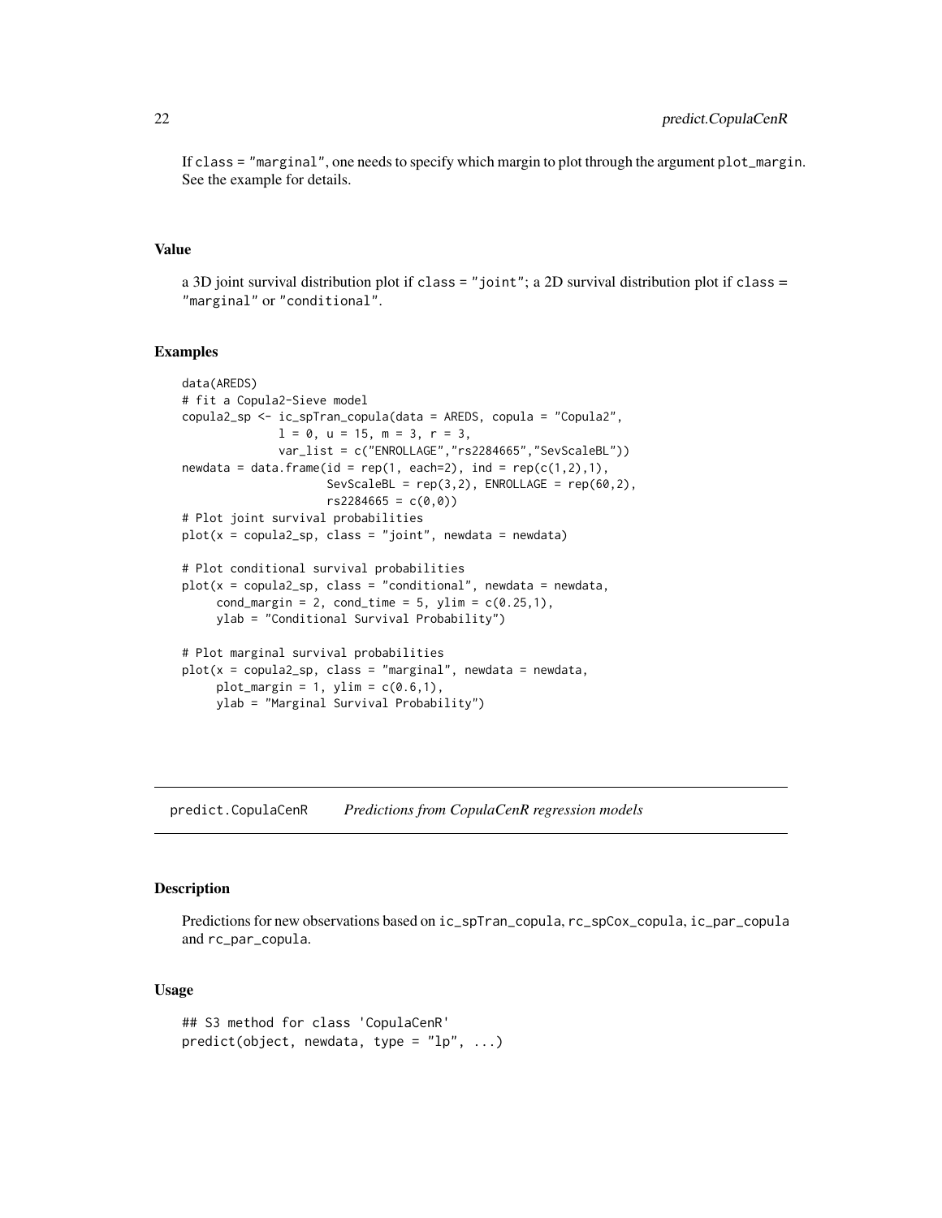If class = "marginal", one needs to specify which margin to plot through the argument plot_margin. See the example for details.

### Value

a 3D joint survival distribution plot if class = "joint"; a 2D survival distribution plot if class = "marginal" or "conditional".

### Examples

```
data(AREDS)
# fit a Copula2-Sieve model
copula2_sp <- ic_spTran_copula(data = AREDS, copula = "Copula2",
              l = 0, u = 15, m = 3, r = 3,
              var_list = c("ENROLLAGE","rs2284665","SevScaleBL"))
newdata = data.frame(id = rep(1, each=2), ind = rep(c(1,2),1),
                     SevScaleBL = rep(3,2), ENROLLAGE = rep(60,2),
                     rs2284665 = c(0,0))
# Plot joint survival probabilities
plot(x = copula2_sp, class = "joint", newdata = newdata)

# Plot conditional survival probabilities
plot(x = copula2_sp, class = "conditional", newdata = newdata,
     cond_margin = 2, cond_time = 5, ylim = c(0.25,1),
     ylab = "Conditional Survival Probability")

# Plot marginal survival probabilities
plot(x = copula2_sp, class = "marginal", newdata = newdata,
     plot_margin = 1, ylim = c(0.6,1),
     ylab = "Marginal Survival Probability")
```

---

## predict.CopulaCenR *Predictions from CopulaCenR regression models*

### Description

Predictions for new observations based on ic_spTran_copula, rc_spCox_copula, ic_par_copula and rc_par_copula.

### Usage

```
## S3 method for class 'CopulaCenR'
predict(object, newdata, type = "lp", ...)
```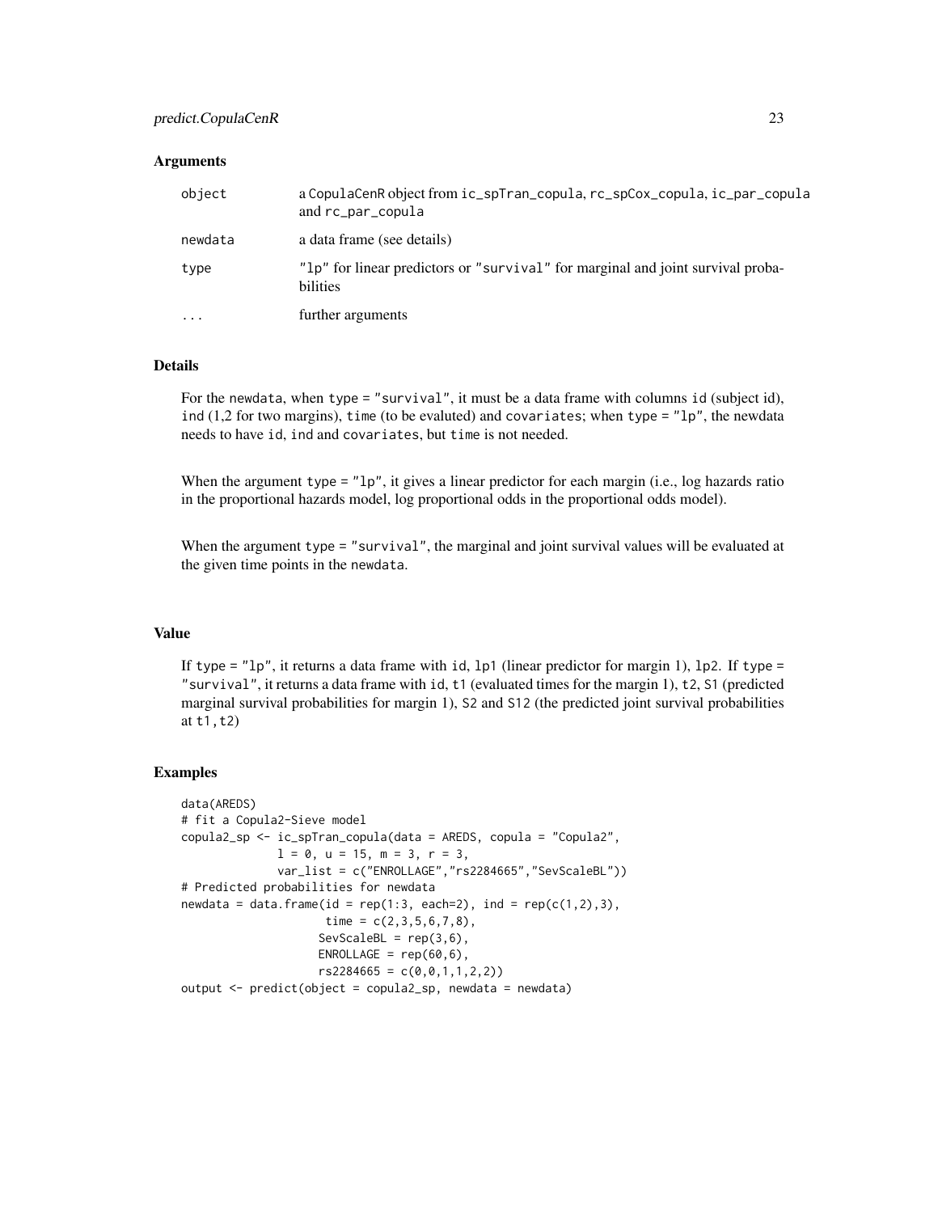## Arguments

| | |
|---|---|
| object | a CopulaCenR object from ic_spTran_copula, rc_spCox_copula, ic_par_copula and rc_par_copula |
| newdata | a data frame (see details) |
| type | "lp" for linear predictors or "survival" for marginal and joint survival probabilities |
| ... | further arguments |

## Details

For the newdata, when type = "survival", it must be a data frame with columns id (subject id), ind (1,2 for two margins), time (to be evaluted) and covariates; when type = "lp", the newdata needs to have id, ind and covariates, but time is not needed.

When the argument type = "lp", it gives a linear predictor for each margin (i.e., log hazards ratio in the proportional hazards model, log proportional odds in the proportional odds model).

When the argument type = "survival", the marginal and joint survival values will be evaluated at the given time points in the newdata.

## Value

If type = "lp", it returns a data frame with id, lp1 (linear predictor for margin 1), lp2. If type = "survival", it returns a data frame with id, t1 (evaluated times for the margin 1), t2, S1 (predicted marginal survival probabilities for margin 1), S2 and S12 (the predicted joint survival probabilities at t1,t2)

## Examples

```
data(AREDS)
# fit a Copula2-Sieve model
copula2_sp <- ic_spTran_copula(data = AREDS, copula = "Copula2",
              l = 0, u = 15, m = 3, r = 3,
              var_list = c("ENROLLAGE","rs2284665","SevScaleBL"))
# Predicted probabilities for newdata
newdata = data.frame(id = rep(1:3, each=2), ind = rep(c(1,2),3),
                     time = c(2,3,5,6,7,8),
                    SevScaleBL = rep(3,6),
                    ENROLLAGE = rep(60,6),
                    rs2284665 = c(0,0,1,1,2,2))
output <- predict(object = copula2_sp, newdata = newdata)
```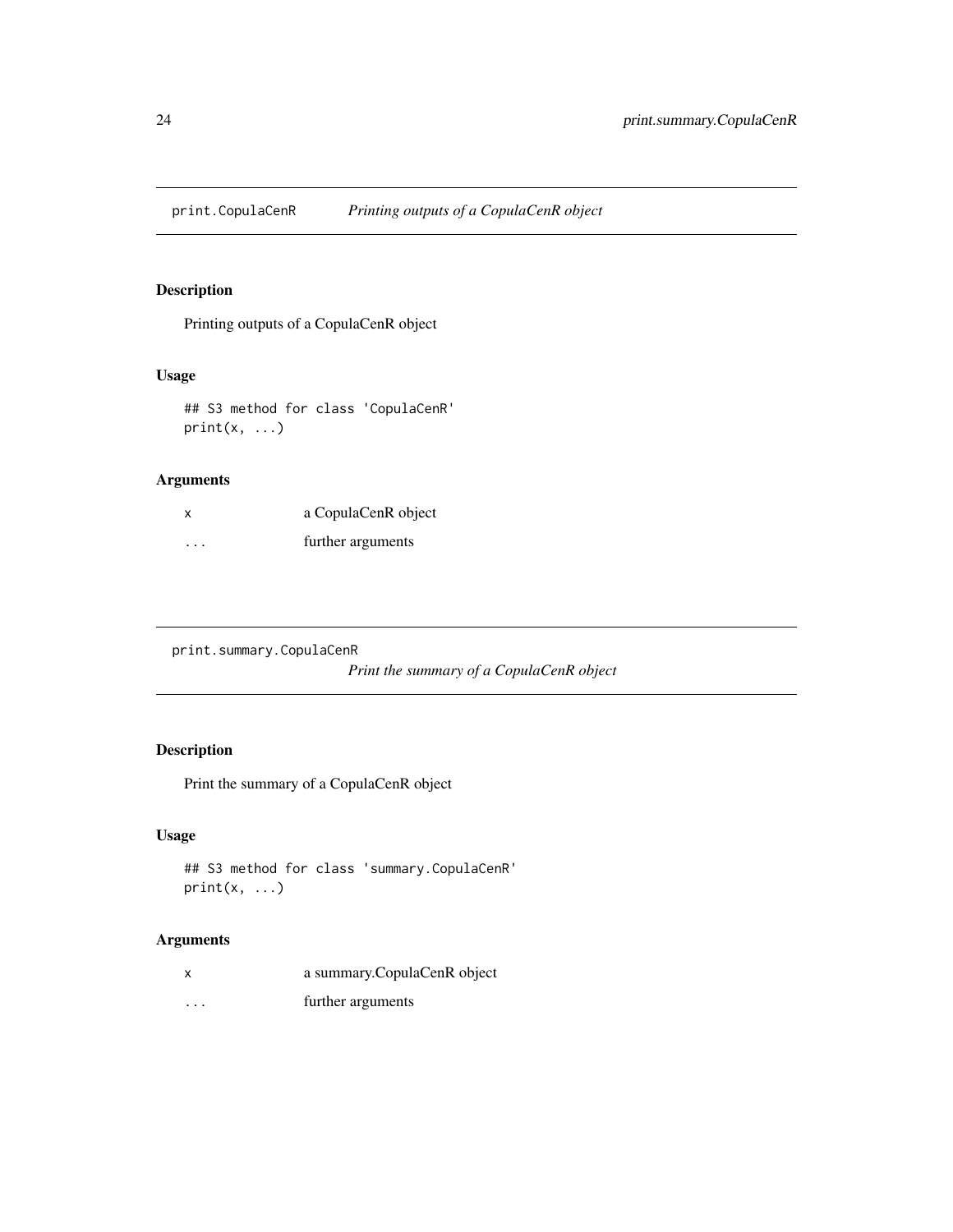## print.CopulaCenR *Printing outputs of a CopulaCenR object*

### Description

Printing outputs of a CopulaCenR object

### Usage

```
## S3 method for class 'CopulaCenR'
print(x, ...)
```

### Arguments

| | |
|---|---|
| `x` | a CopulaCenR object |
| `...` | further arguments |

## print.summary.CopulaCenR *Print the summary of a CopulaCenR object*

### Description

Print the summary of a CopulaCenR object

### Usage

```
## S3 method for class 'summary.CopulaCenR'
print(x, ...)
```

### Arguments

| | |
|---|---|
| `x` | a summary.CopulaCenR object |
| `...` | further arguments |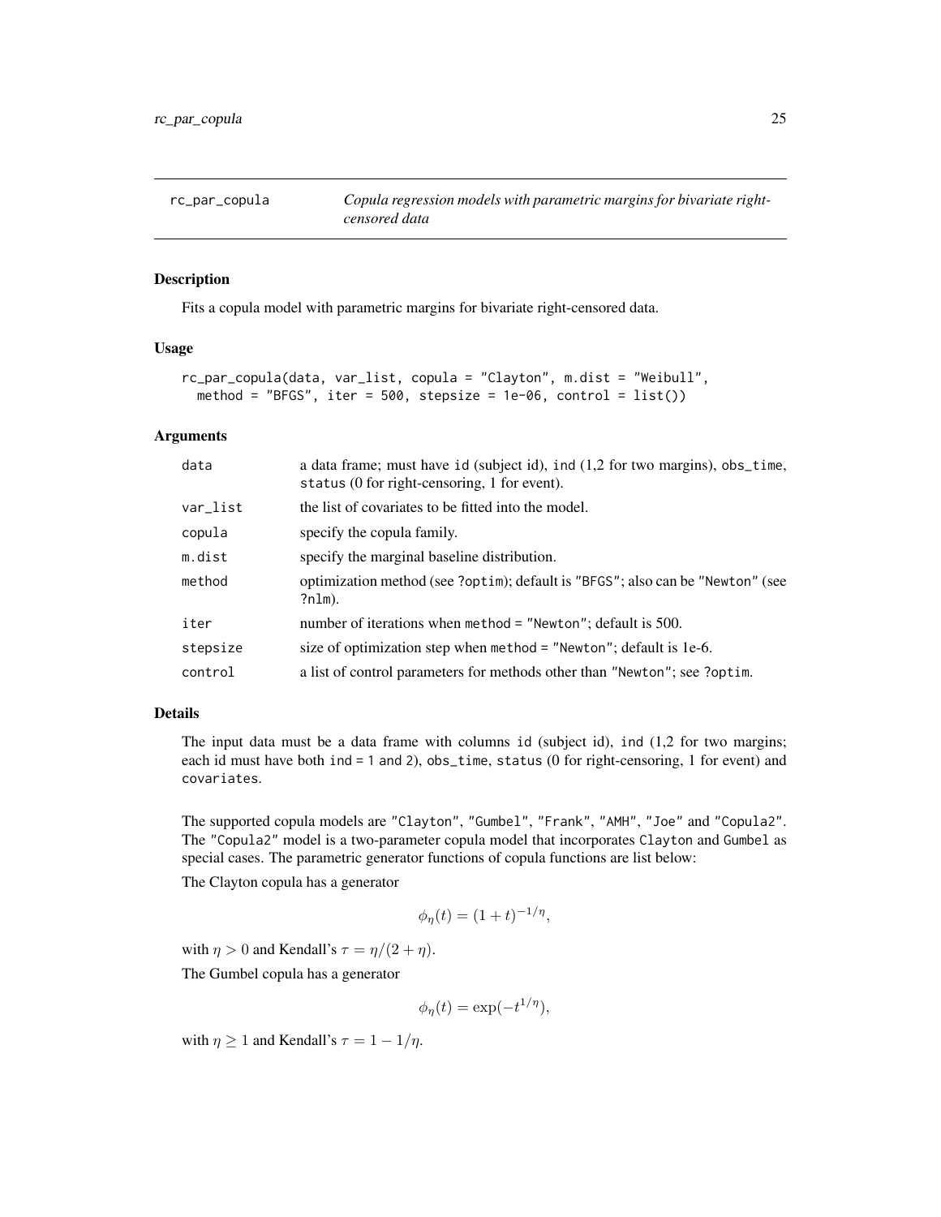## rc_par_copula — *Copula regression models with parametric margins for bivariate right-censored data*

### Description

Fits a copula model with parametric margins for bivariate right-censored data.

### Usage

```
rc_par_copula(data, var_list, copula = "Clayton", m.dist = "Weibull",
  method = "BFGS", iter = 500, stepsize = 1e-06, control = list())
```

### Arguments

| | |
|---|---|
| data | a data frame; must have id (subject id), ind (1,2 for two margins), obs_time, status (0 for right-censoring, 1 for event). |
| var_list | the list of covariates to be fitted into the model. |
| copula | specify the copula family. |
| m.dist | specify the marginal baseline distribution. |
| method | optimization method (see ?optim); default is "BFGS"; also can be "Newton" (see ?nlm). |
| iter | number of iterations when method = "Newton"; default is 500. |
| stepsize | size of optimization step when method = "Newton"; default is 1e-6. |
| control | a list of control parameters for methods other than "Newton"; see ?optim. |

### Details

The input data must be a data frame with columns id (subject id), ind (1,2 for two margins; each id must have both ind = 1 and 2), obs_time, status (0 for right-censoring, 1 for event) and covariates.

The supported copula models are "Clayton", "Gumbel", "Frank", "AMH", "Joe" and "Copula2". The "Copula2" model is a two-parameter copula model that incorporates Clayton and Gumbel as special cases. The parametric generator functions of copula functions are list below:

The Clayton copula has a generator

$$\phi_\eta(t) = (1 + t)^{-1/\eta},$$

with $\eta > 0$ and Kendall's $\tau = \eta/(2 + \eta)$.

The Gumbel copula has a generator

$$\phi_\eta(t) = \exp(-t^{1/\eta}),$$

with $\eta \geq 1$ and Kendall's $\tau = 1 - 1/\eta$.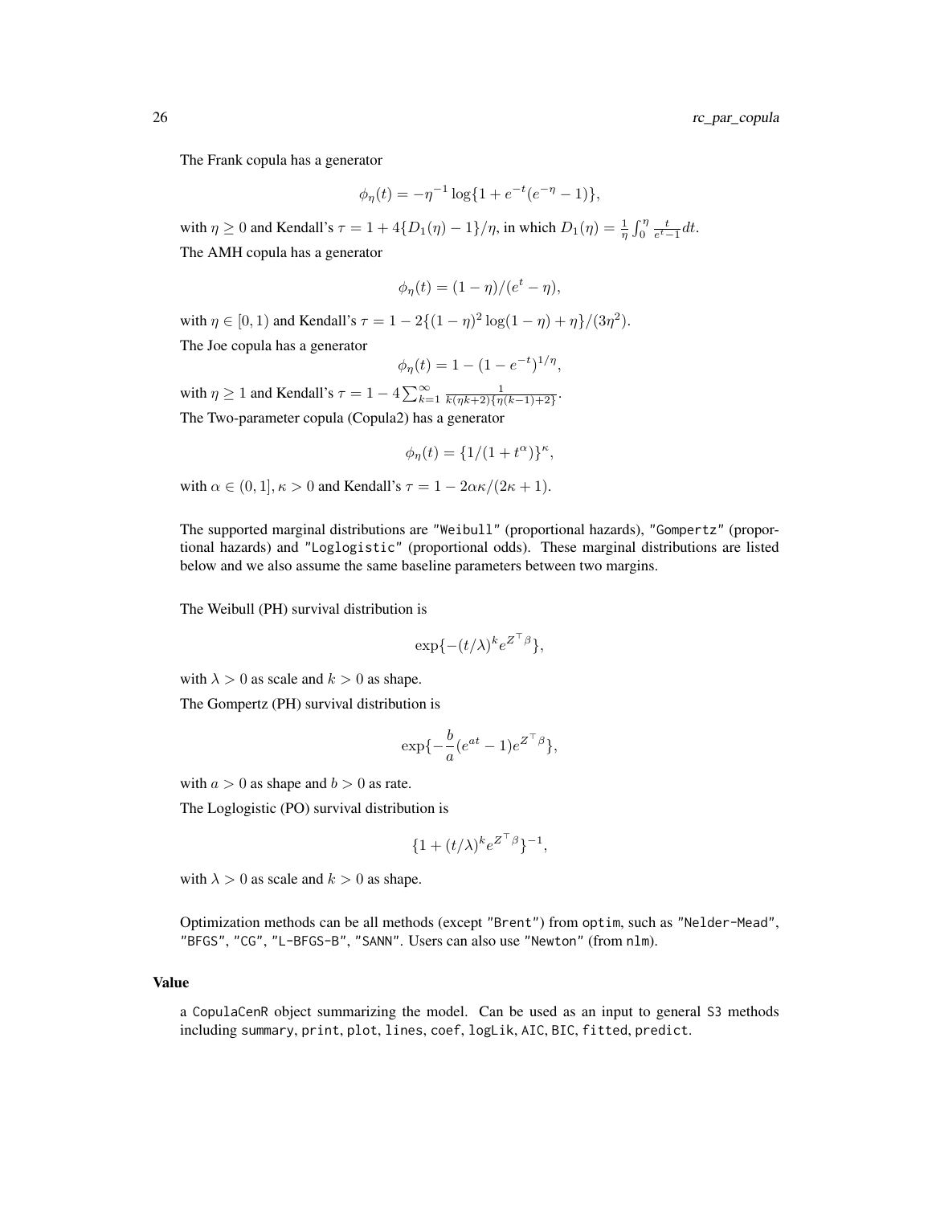The Frank copula has a generator

$$\phi_\eta(t) = -\eta^{-1} \log\{1 + e^{-t}(e^{-\eta} - 1)\},$$

with $\eta \geq 0$ and Kendall's $\tau = 1 + 4\{D_1(\eta) - 1\}/\eta$, in which $D_1(\eta) = \frac{1}{\eta} \int_0^\eta \frac{t}{e^t - 1} dt$.

The AMH copula has a generator

$$\phi_\eta(t) = (1 - \eta)/(e^t - \eta),$$

with $\eta \in [0, 1)$ and Kendall's $\tau = 1 - 2\{(1-\eta)^2 \log(1-\eta) + \eta\}/(3\eta^2)$.

The Joe copula has a generator

$$\phi_\eta(t) = 1 - (1 - e^{-t})^{1/\eta},$$

with $\eta \geq 1$ and Kendall's $\tau = 1 - 4\sum_{k=1}^{\infty} \frac{1}{k(\eta k + 2)\{\eta(k-1) + 2\}}$.

The Two-parameter copula (Copula2) has a generator

$$\phi_\eta(t) = \{1/(1 + t^\alpha)\}^\kappa,$$

with $\alpha \in (0, 1], \kappa > 0$ and Kendall's $\tau = 1 - 2\alpha\kappa/(2\kappa + 1)$.

The supported marginal distributions are "Weibull" (proportional hazards), "Gompertz" (proportional hazards) and "Loglogistic" (proportional odds). These marginal distributions are listed below and we also assume the same baseline parameters between two margins.

The Weibull (PH) survival distribution is

$$\exp\{-(t/\lambda)^k e^{Z^\top \beta}\},$$

with $\lambda > 0$ as scale and $k > 0$ as shape.

The Gompertz (PH) survival distribution is

$$\exp\{-\frac{b}{a}(e^{at} - 1)e^{Z^\top \beta}\},$$

with $a > 0$ as shape and $b > 0$ as rate.

The Loglogistic (PO) survival distribution is

$$\{1 + (t/\lambda)^k e^{Z^\top \beta}\}^{-1},$$

with $\lambda > 0$ as scale and $k > 0$ as shape.

Optimization methods can be all methods (except "Brent") from `optim`, such as "Nelder-Mead", "BFGS", "CG", "L-BFGS-B", "SANN". Users can also use "Newton" (from `nlm`).

### Value

a `CopulaCenR` object summarizing the model. Can be used as an input to general `S3` methods including `summary`, `print`, `plot`, `lines`, `coef`, `logLik`, `AIC`, `BIC`, `fitted`, `predict`.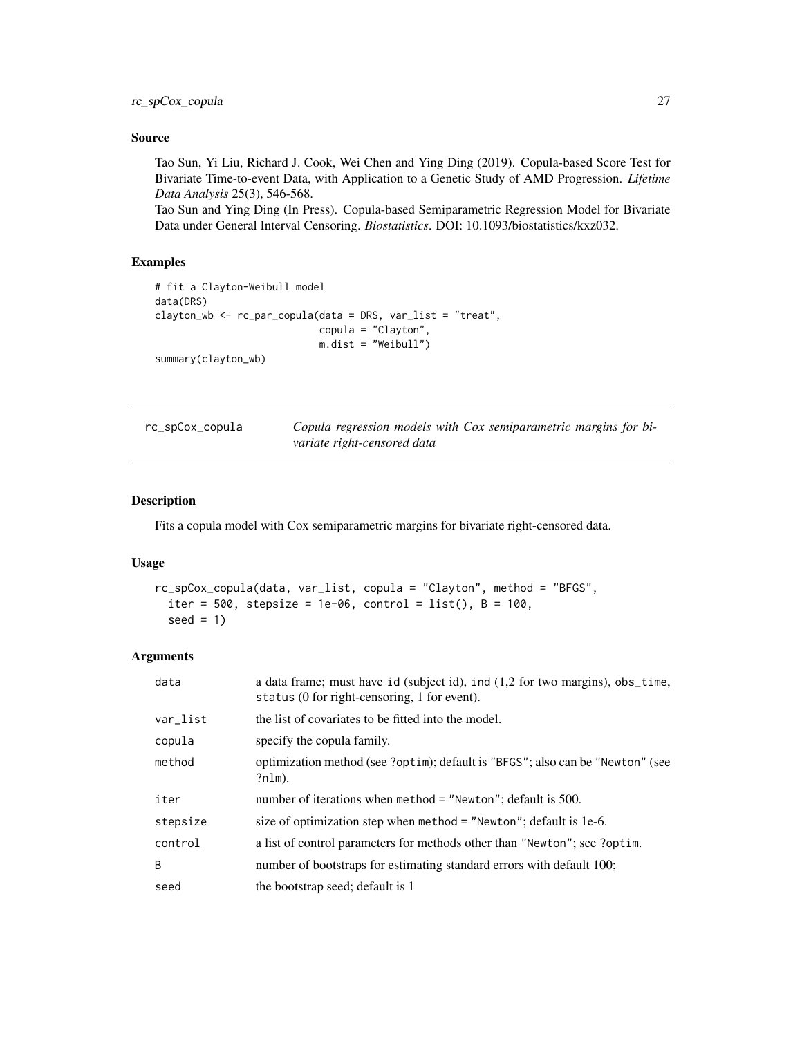## Source

Tao Sun, Yi Liu, Richard J. Cook, Wei Chen and Ying Ding (2019). Copula-based Score Test for Bivariate Time-to-event Data, with Application to a Genetic Study of AMD Progression. *Lifetime Data Analysis* 25(3), 546-568.

Tao Sun and Ying Ding (In Press). Copula-based Semiparametric Regression Model for Bivariate Data under General Interval Censoring. *Biostatistics*. DOI: 10.1093/biostatistics/kxz032.

## Examples

```
# fit a Clayton-Weibull model
data(DRS)
clayton_wb <- rc_par_copula(data = DRS, var_list = "treat",
                            copula = "Clayton",
                            m.dist = "Weibull")
summary(clayton_wb)
```

---

rc_spCox_copula &nbsp;&nbsp;&nbsp; *Copula regression models with Cox semiparametric margins for bivariate right-censored data*

---

## Description

Fits a copula model with Cox semiparametric margins for bivariate right-censored data.

## Usage

```
rc_spCox_copula(data, var_list, copula = "Clayton", method = "BFGS",
  iter = 500, stepsize = 1e-06, control = list(), B = 100,
  seed = 1)
```

## Arguments

| | |
|---|---|
| data | a data frame; must have id (subject id), ind (1,2 for two margins), obs_time, status (0 for right-censoring, 1 for event). |
| var_list | the list of covariates to be fitted into the model. |
| copula | specify the copula family. |
| method | optimization method (see ?optim); default is "BFGS"; also can be "Newton" (see ?nlm). |
| iter | number of iterations when method = "Newton"; default is 500. |
| stepsize | size of optimization step when method = "Newton"; default is 1e-6. |
| control | a list of control parameters for methods other than "Newton"; see ?optim. |
| B | number of bootstraps for estimating standard errors with default 100; |
| seed | the bootstrap seed; default is 1 |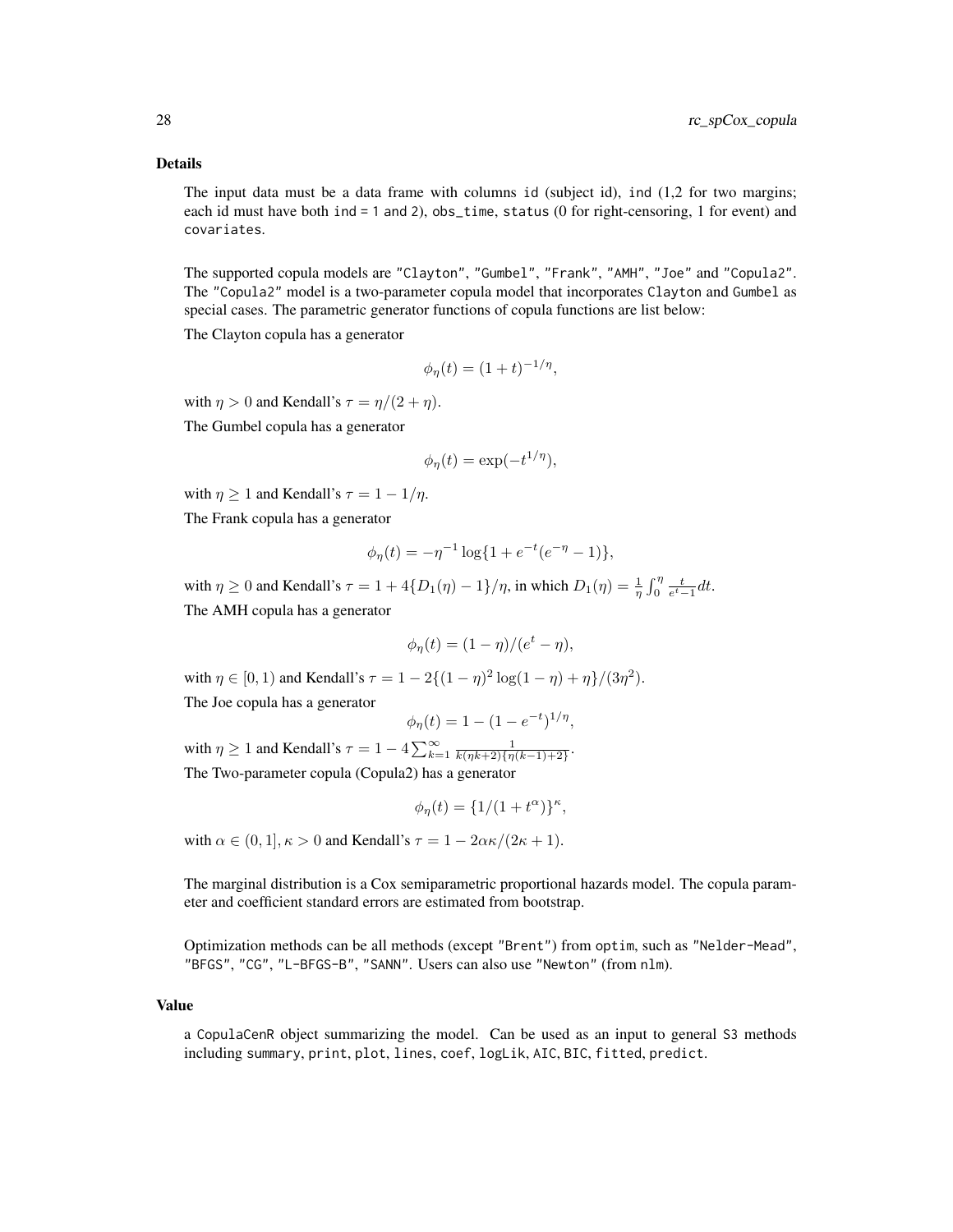### Details

The input data must be a data frame with columns id (subject id), ind (1,2 for two margins; each id must have both ind = 1 and 2), obs_time, status (0 for right-censoring, 1 for event) and covariates.

The supported copula models are "Clayton", "Gumbel", "Frank", "AMH", "Joe" and "Copula2". The "Copula2" model is a two-parameter copula model that incorporates Clayton and Gumbel as special cases. The parametric generator functions of copula functions are list below:

The Clayton copula has a generator

$$\phi_\eta(t) = (1+t)^{-1/\eta},$$

with $\eta > 0$ and Kendall's $\tau = \eta/(2+\eta)$.

The Gumbel copula has a generator

$$\phi_\eta(t) = \exp(-t^{1/\eta}),$$

with $\eta \geq 1$ and Kendall's $\tau = 1 - 1/\eta$.

The Frank copula has a generator

$$\phi_\eta(t) = -\eta^{-1}\log\{1 + e^{-t}(e^{-\eta} - 1)\},$$

with $\eta \geq 0$ and Kendall's $\tau = 1 + 4\{D_1(\eta) - 1\}/\eta$, in which $D_1(\eta) = \frac{1}{\eta}\int_0^\eta \frac{t}{e^t - 1}dt$.

The AMH copula has a generator

$$\phi_\eta(t) = (1-\eta)/(e^t - \eta),$$

with $\eta \in [0, 1)$ and Kendall's $\tau = 1 - 2\{(1-\eta)^2\log(1-\eta) + \eta\}/(3\eta^2)$.

The Joe copula has a generator

$$\phi_\eta(t) = 1 - (1 - e^{-t})^{1/\eta},$$

with $\eta \geq 1$ and Kendall's $\tau = 1 - 4\sum_{k=1}^{\infty}\frac{1}{k(\eta k + 2)\{\eta(k-1) + 2\}}$.

The Two-parameter copula (Copula2) has a generator

$$\phi_\eta(t) = \{1/(1 + t^\alpha)\}^\kappa,$$

with $\alpha \in (0, 1], \kappa > 0$ and Kendall's $\tau = 1 - 2\alpha\kappa/(2\kappa + 1)$.

The marginal distribution is a Cox semiparametric proportional hazards model. The copula parameter and coefficient standard errors are estimated from bootstrap.

Optimization methods can be all methods (except "Brent") from optim, such as "Nelder-Mead", "BFGS", "CG", "L-BFGS-B", "SANN". Users can also use "Newton" (from nlm).

### Value

a CopulaCenR object summarizing the model. Can be used as an input to general S3 methods including summary, print, plot, lines, coef, logLik, AIC, BIC, fitted, predict.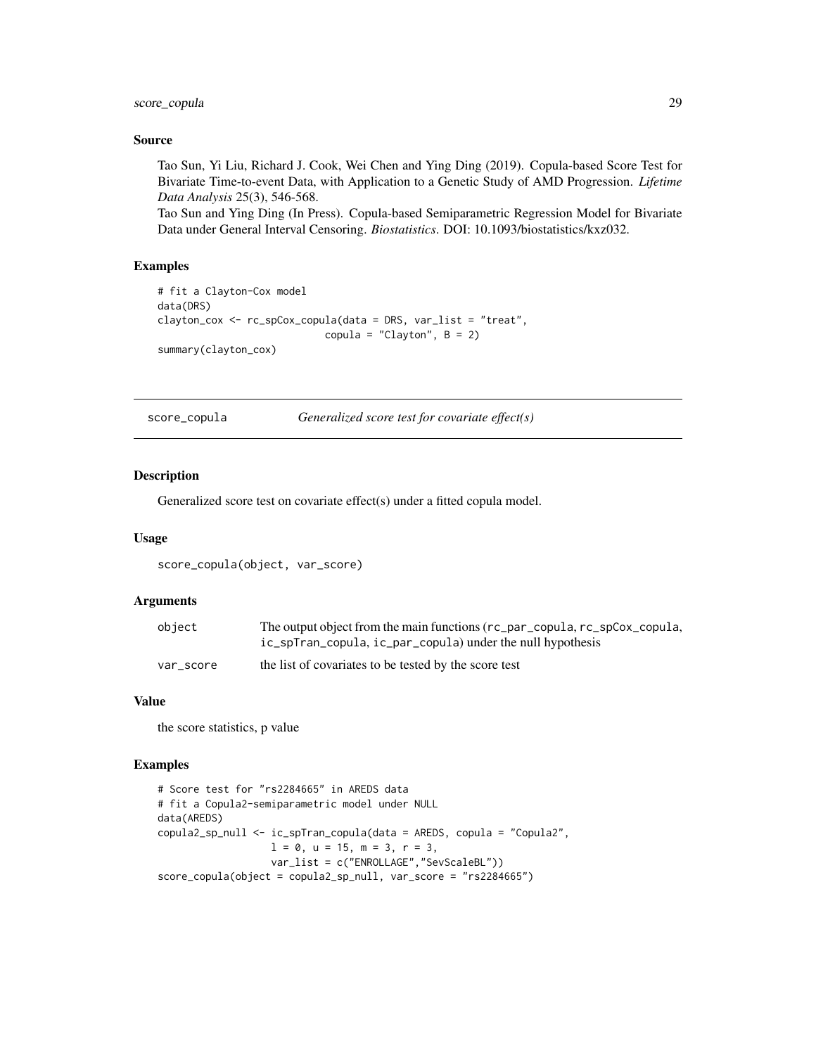### Source

Tao Sun, Yi Liu, Richard J. Cook, Wei Chen and Ying Ding (2019). Copula-based Score Test for Bivariate Time-to-event Data, with Application to a Genetic Study of AMD Progression. *Lifetime Data Analysis* 25(3), 546-568.
Tao Sun and Ying Ding (In Press). Copula-based Semiparametric Regression Model for Bivariate Data under General Interval Censoring. *Biostatistics*. DOI: 10.1093/biostatistics/kxz032.

### Examples

```
# fit a Clayton-Cox model
data(DRS)
clayton_cox <- rc_spCox_copula(data = DRS, var_list = "treat",
                         copula = "Clayton", B = 2)
summary(clayton_cox)
```

---

## score_copula *Generalized score test for covariate effect(s)*

### Description

Generalized score test on covariate effect(s) under a fitted copula model.

### Usage

```
score_copula(object, var_score)
```

### Arguments

| | |
|---|---|
| object | The output object from the main functions (rc_par_copula, rc_spCox_copula, ic_spTran_copula, ic_par_copula) under the null hypothesis |
| var_score | the list of covariates to be tested by the score test |

### Value

the score statistics, p value

### Examples

```
# Score test for "rs2284665" in AREDS data
# fit a Copula2-semiparametric model under NULL
data(AREDS)
copula2_sp_null <- ic_spTran_copula(data = AREDS, copula = "Copula2",
                   l = 0, u = 15, m = 3, r = 3,
                   var_list = c("ENROLLAGE","SevScaleBL"))
score_copula(object = copula2_sp_null, var_score = "rs2284665")
```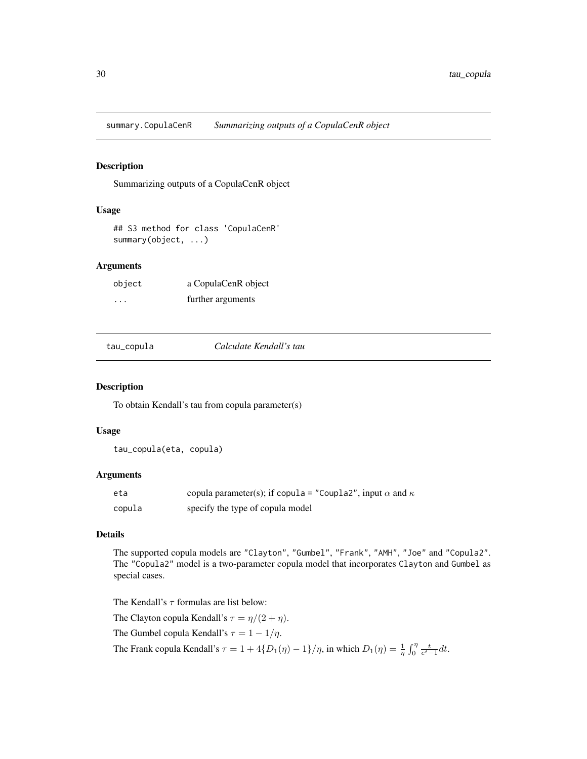## summary.CopulaCenR *Summarizing outputs of a CopulaCenR object*

### Description

Summarizing outputs of a CopulaCenR object

### Usage

```
## S3 method for class 'CopulaCenR'
summary(object, ...)
```

### Arguments

| | |
|---|---|
| object | a CopulaCenR object |
| ... | further arguments |

## tau_copula *Calculate Kendall's tau*

### Description

To obtain Kendall's tau from copula parameter(s)

### Usage

```
tau_copula(eta, copula)
```

### Arguments

| | |
|---|---|
| eta | copula parameter(s); if copula = "Coupla2", input $\alpha$ and $\kappa$ |
| copula | specify the type of copula model |

### Details

The supported copula models are "Clayton", "Gumbel", "Frank", "AMH", "Joe" and "Copula2". The "Copula2" model is a two-parameter copula model that incorporates Clayton and Gumbel as special cases.

The Kendall's $\tau$ formulas are list below:

The Clayton copula Kendall's $\tau = \eta/(2 + \eta)$.

The Gumbel copula Kendall's $\tau = 1 - 1/\eta$.

The Frank copula Kendall's $\tau = 1 + 4\{D_1(\eta) - 1\}/\eta$, in which $D_1(\eta) = \frac{1}{\eta}\int_0^\eta \frac{t}{e^t - 1} dt$.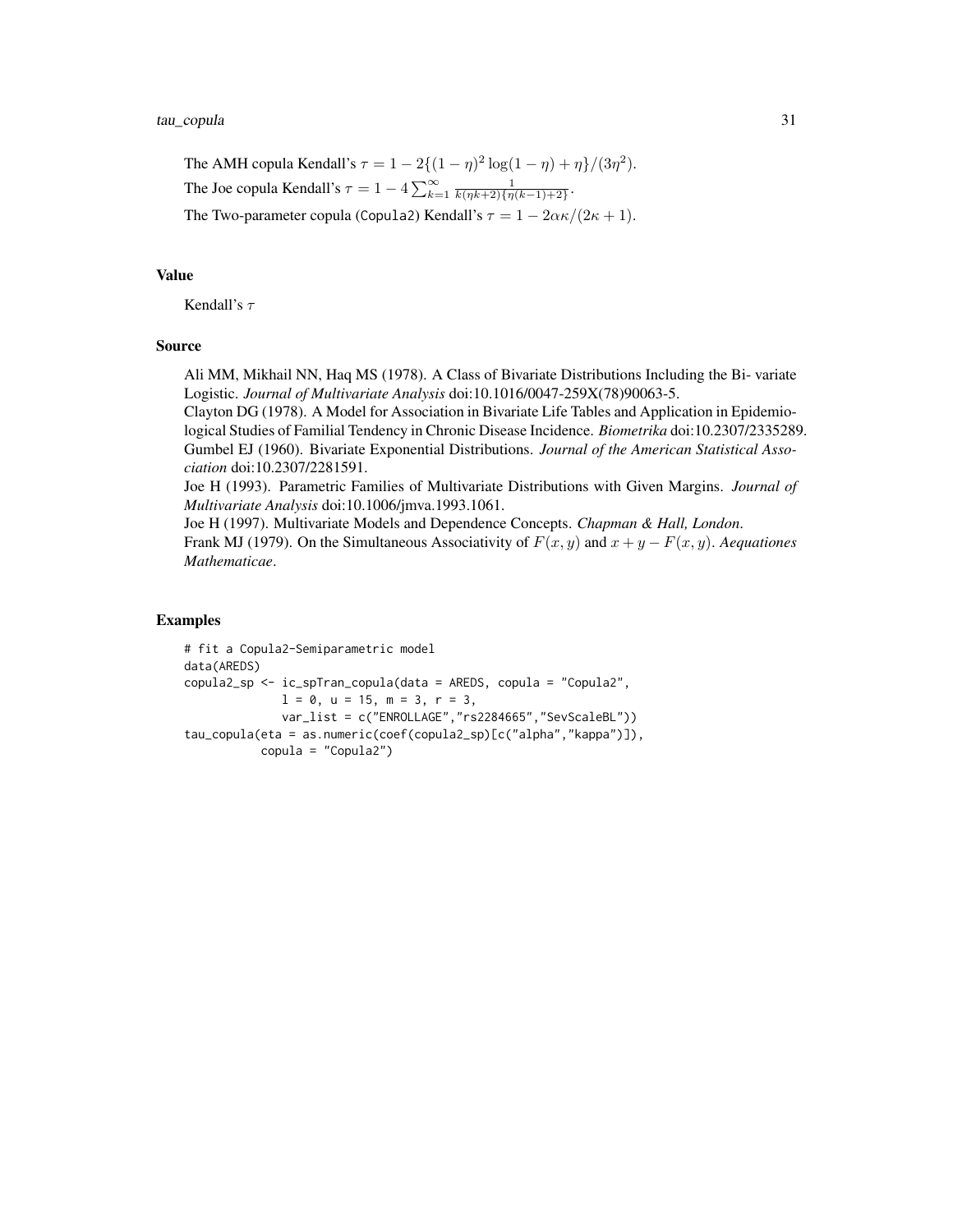The AMH copula Kendall's $\tau = 1 - 2\{(1-\eta)^2 \log(1-\eta) + \eta\}/(3\eta^2)$.

The Joe copula Kendall's $\tau = 1 - 4\sum_{k=1}^{\infty} \frac{1}{k(\eta k+2)\{\eta(k-1)+2\}}$.

The Two-parameter copula (Copula2) Kendall's $\tau = 1 - 2\alpha\kappa/(2\kappa + 1)$.

## Value

Kendall's $\tau$

## Source

Ali MM, Mikhail NN, Haq MS (1978). A Class of Bivariate Distributions Including the Bi- variate Logistic. *Journal of Multivariate Analysis* doi:10.1016/0047-259X(78)90063-5.
Clayton DG (1978). A Model for Association in Bivariate Life Tables and Application in Epidemiological Studies of Familial Tendency in Chronic Disease Incidence. *Biometrika* doi:10.2307/2335289.
Gumbel EJ (1960). Bivariate Exponential Distributions. *Journal of the American Statistical Association* doi:10.2307/2281591.
Joe H (1993). Parametric Families of Multivariate Distributions with Given Margins. *Journal of Multivariate Analysis* doi:10.1006/jmva.1993.1061.
Joe H (1997). Multivariate Models and Dependence Concepts. *Chapman & Hall, London*.
Frank MJ (1979). On the Simultaneous Associativity of $F(x, y)$ and $x + y - F(x, y)$. *Aequationes Mathematicae*.

## Examples

```
# fit a Copula2-Semiparametric model
data(AREDS)
copula2_sp <- ic_spTran_copula(data = AREDS, copula = "Copula2",
              l = 0, u = 15, m = 3, r = 3,
              var_list = c("ENROLLAGE","rs2284665","SevScaleBL"))
tau_copula(eta = as.numeric(coef(copula2_sp)[c("alpha","kappa")]),
           copula = "Copula2")
```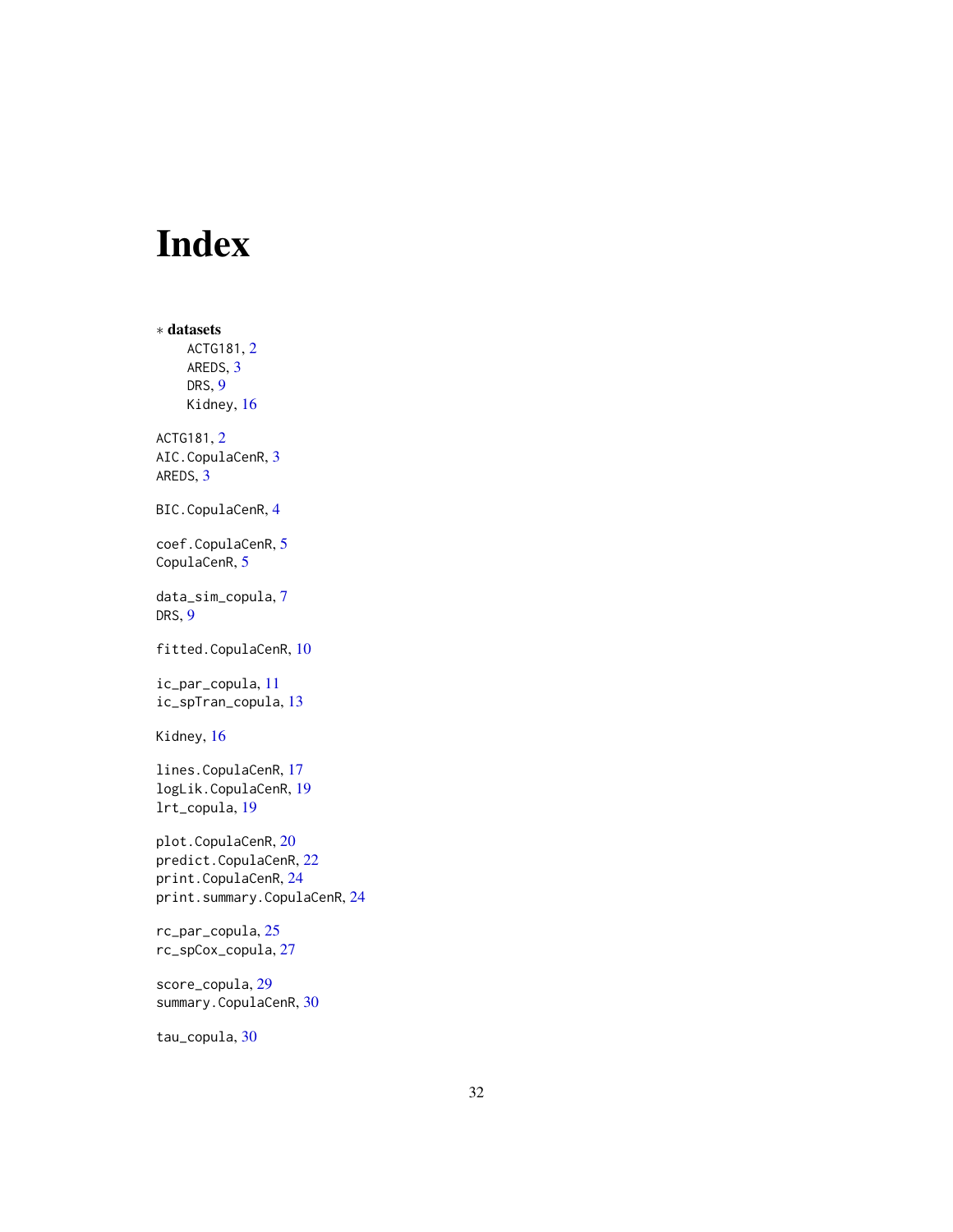# Index

∗ **datasets**
  ACTG181, 2
  AREDS, 3
  DRS, 9
  Kidney, 16

ACTG181, 2
AIC.CopulaCenR, 3
AREDS, 3

BIC.CopulaCenR, 4

coef.CopulaCenR, 5
CopulaCenR, 5

data_sim_copula, 7
DRS, 9

fitted.CopulaCenR, 10

ic_par_copula, 11
ic_spTran_copula, 13

Kidney, 16

lines.CopulaCenR, 17
logLik.CopulaCenR, 19
lrt_copula, 19

plot.CopulaCenR, 20
predict.CopulaCenR, 22
print.CopulaCenR, 24
print.summary.CopulaCenR, 24

rc_par_copula, 25
rc_spCox_copula, 27

score_copula, 29
summary.CopulaCenR, 30

tau_copula, 30